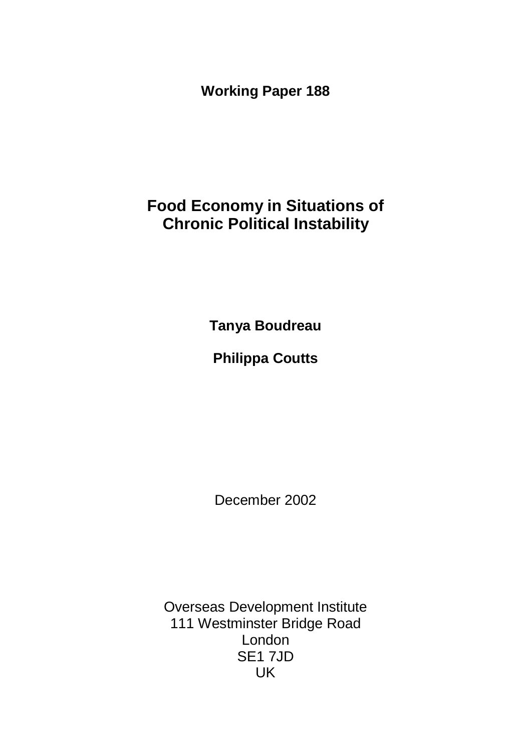**Working Paper 188**

# Food Economy in Situations of Chronic Political Instability

**Tanya Boudreau**

**Philippa Coutts**

December 2002

Overseas Development Institute
111 Westminster Bridge Road
London
SE1 7JD
UK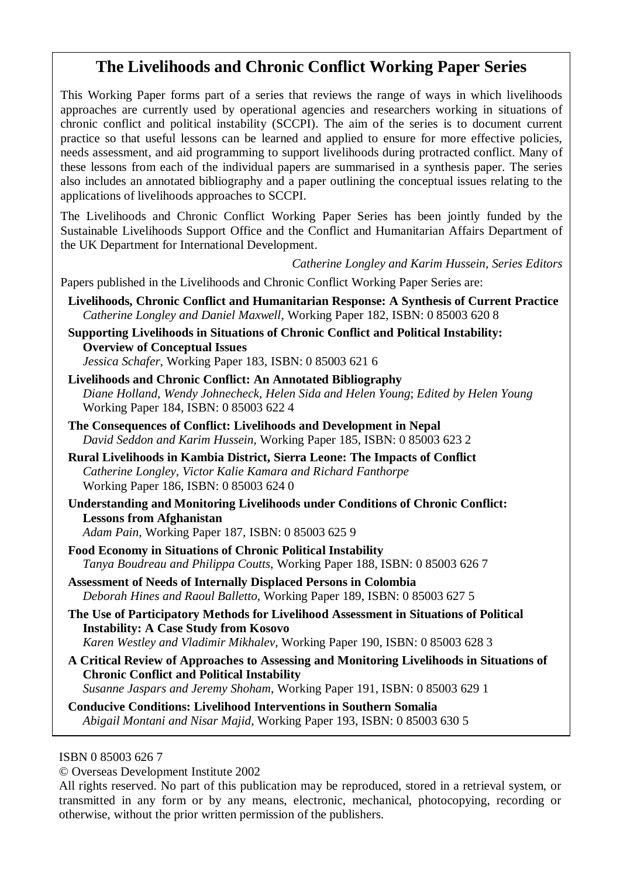## The Livelihoods and Chronic Conflict Working Paper Series

This Working Paper forms part of a series that reviews the range of ways in which livelihoods approaches are currently used by operational agencies and researchers working in situations of chronic conflict and political instability (SCCPI). The aim of the series is to document current practice so that useful lessons can be learned and applied to ensure for more effective policies, needs assessment, and aid programming to support livelihoods during protracted conflict. Many of these lessons from each of the individual papers are summarised in a synthesis paper. The series also includes an annotated bibliography and a paper outlining the conceptual issues relating to the applications of livelihoods approaches to SCCPI.

The Livelihoods and Chronic Conflict Working Paper Series has been jointly funded by the Sustainable Livelihoods Support Office and the Conflict and Humanitarian Affairs Department of the UK Department for International Development.

*Catherine Longley and Karim Hussein, Series Editors*

Papers published in the Livelihoods and Chronic Conflict Working Paper Series are:

**Livelihoods, Chronic Conflict and Humanitarian Response: A Synthesis of Current Practice**
*Catherine Longley and Daniel Maxwell*, Working Paper 182, ISBN: 0 85003 620 8

**Supporting Livelihoods in Situations of Chronic Conflict and Political Instability: Overview of Conceptual Issues**
*Jessica Schafer*, Working Paper 183, ISBN: 0 85003 621 6

**Livelihoods and Chronic Conflict: An Annotated Bibliography**
*Diane Holland, Wendy Johnecheck, Helen Sida and Helen Young*; *Edited by Helen Young*
Working Paper 184, ISBN: 0 85003 622 4

**The Consequences of Conflict: Livelihoods and Development in Nepal**
*David Seddon and Karim Hussein*, Working Paper 185, ISBN: 0 85003 623 2

**Rural Livelihoods in Kambia District, Sierra Leone: The Impacts of Conflict**
*Catherine Longley, Victor Kalie Kamara and Richard Fanthorpe*
Working Paper 186, ISBN: 0 85003 624 0

**Understanding and Monitoring Livelihoods under Conditions of Chronic Conflict: Lessons from Afghanistan**
*Adam Pain*, Working Paper 187, ISBN: 0 85003 625 9

**Food Economy in Situations of Chronic Political Instability**
*Tanya Boudreau and Philippa Coutts*, Working Paper 188, ISBN: 0 85003 626 7

**Assessment of Needs of Internally Displaced Persons in Colombia**
*Deborah Hines and Raoul Balletto*, Working Paper 189, ISBN: 0 85003 627 5

**The Use of Participatory Methods for Livelihood Assessment in Situations of Political Instability: A Case Study from Kosovo**
*Karen Westley and Vladimir Mikhalev*, Working Paper 190, ISBN: 0 85003 628 3

**A Critical Review of Approaches to Assessing and Monitoring Livelihoods in Situations of Chronic Conflict and Political Instability**
*Susanne Jaspars and Jeremy Shoham*, Working Paper 191, ISBN: 0 85003 629 1

**Conducive Conditions: Livelihood Interventions in Southern Somalia**
*Abigail Montani and Nisar Majid*, Working Paper 193, ISBN: 0 85003 630 5

ISBN 0 85003 626 7

© Overseas Development Institute 2002

All rights reserved. No part of this publication may be reproduced, stored in a retrieval system, or transmitted in any form or by any means, electronic, mechanical, photocopying, recording or otherwise, without the prior written permission of the publishers.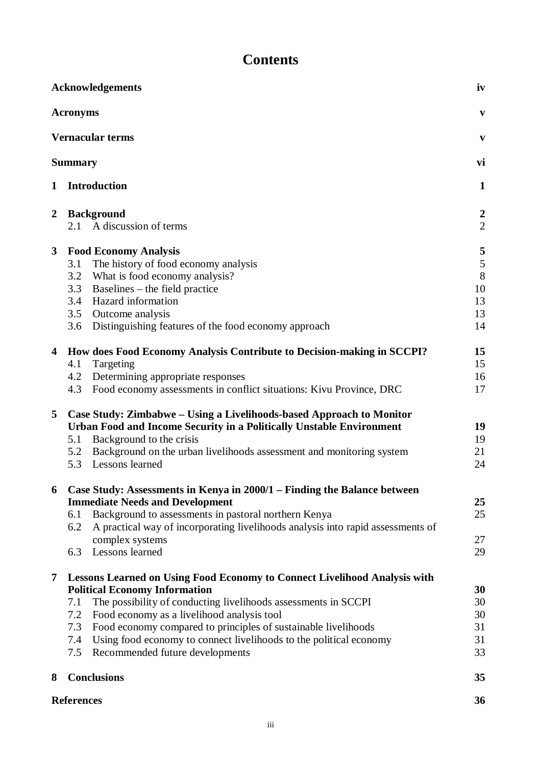# Contents

| | |
|---|---|
| **Acknowledgements** | **iv** |
| **Acronyms** | **v** |
| **Vernacular terms** | **v** |
| **Summary** | **vi** |
| **1 Introduction** | **1** |
| **2 Background** | **2** |
| 2.1 A discussion of terms | 2 |
| **3 Food Economy Analysis** | **5** |
| 3.1 The history of food economy analysis | 5 |
| 3.2 What is food economy analysis? | 8 |
| 3.3 Baselines – the field practice | 10 |
| 3.4 Hazard information | 13 |
| 3.5 Outcome analysis | 13 |
| 3.6 Distinguishing features of the food economy approach | 14 |
| **4 How does Food Economy Analysis Contribute to Decision-making in SCCPI?** | **15** |
| 4.1 Targeting | 15 |
| 4.2 Determining appropriate responses | 16 |
| 4.3 Food economy assessments in conflict situations: Kivu Province, DRC | 17 |
| **5 Case Study: Zimbabwe – Using a Livelihoods-based Approach to Monitor Urban Food and Income Security in a Politically Unstable Environment** | **19** |
| 5.1 Background to the crisis | 19 |
| 5.2 Background on the urban livelihoods assessment and monitoring system | 21 |
| 5.3 Lessons learned | 24 |
| **6 Case Study: Assessments in Kenya in 2000/1 – Finding the Balance between Immediate Needs and Development** | **25** |
| 6.1 Background to assessments in pastoral northern Kenya | 25 |
| 6.2 A practical way of incorporating livelihoods analysis into rapid assessments of complex systems | 27 |
| 6.3 Lessons learned | 29 |
| **7 Lessons Learned on Using Food Economy to Connect Livelihood Analysis with Political Economy Information** | **30** |
| 7.1 The possibility of conducting livelihoods assessments in SCCPI | 30 |
| 7.2 Food economy as a livelihood analysis tool | 30 |
| 7.3 Food economy compared to principles of sustainable livelihoods | 31 |
| 7.4 Using food economy to connect livelihoods to the political economy | 31 |
| 7.5 Recommended future developments | 33 |
| **8 Conclusions** | **35** |
| **References** | **36** |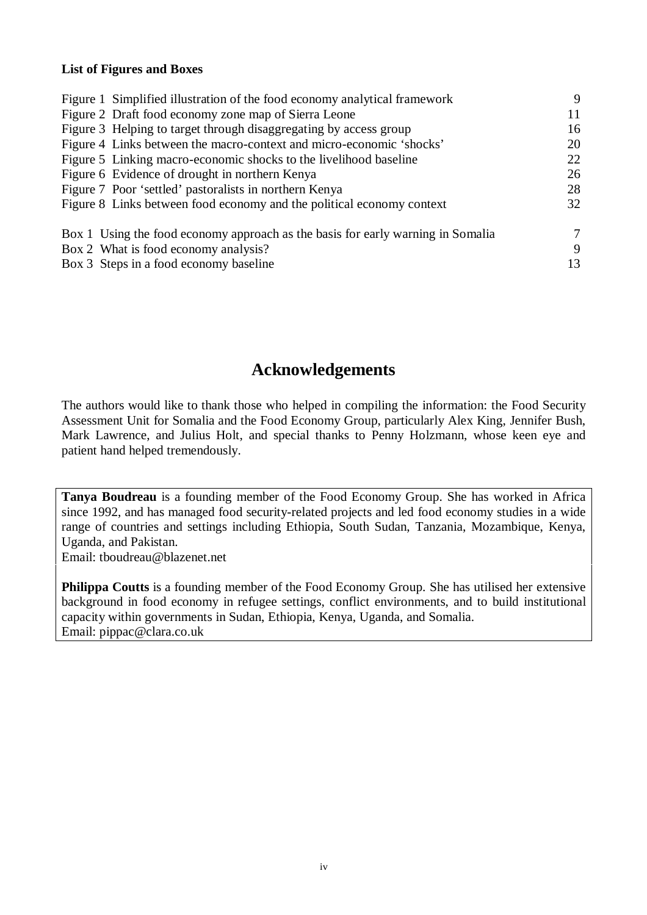**List of Figures and Boxes**

| | |
|---|---|
| Figure 1 Simplified illustration of the food economy analytical framework | 9 |
| Figure 2 Draft food economy zone map of Sierra Leone | 11 |
| Figure 3 Helping to target through disaggregating by access group | 16 |
| Figure 4 Links between the macro-context and micro-economic 'shocks' | 20 |
| Figure 5 Linking macro-economic shocks to the livelihood baseline | 22 |
| Figure 6 Evidence of drought in northern Kenya | 26 |
| Figure 7 Poor 'settled' pastoralists in northern Kenya | 28 |
| Figure 8 Links between food economy and the political economy context | 32 |
| | |
| Box 1 Using the food economy approach as the basis for early warning in Somalia | 7 |
| Box 2 What is food economy analysis? | 9 |
| Box 3 Steps in a food economy baseline | 13 |

# Acknowledgements

The authors would like to thank those who helped in compiling the information: the Food Security Assessment Unit for Somalia and the Food Economy Group, particularly Alex King, Jennifer Bush, Mark Lawrence, and Julius Holt, and special thanks to Penny Holzmann, whose keen eye and patient hand helped tremendously.

**Tanya Boudreau** is a founding member of the Food Economy Group. She has worked in Africa since 1992, and has managed food security-related projects and led food economy studies in a wide range of countries and settings including Ethiopia, South Sudan, Tanzania, Mozambique, Kenya, Uganda, and Pakistan.
Email: tboudreau@blazenet.net

**Philippa Coutts** is a founding member of the Food Economy Group. She has utilised her extensive background in food economy in refugee settings, conflict environments, and to build institutional capacity within governments in Sudan, Ethiopia, Kenya, Uganda, and Somalia.
Email: pippac@clara.co.uk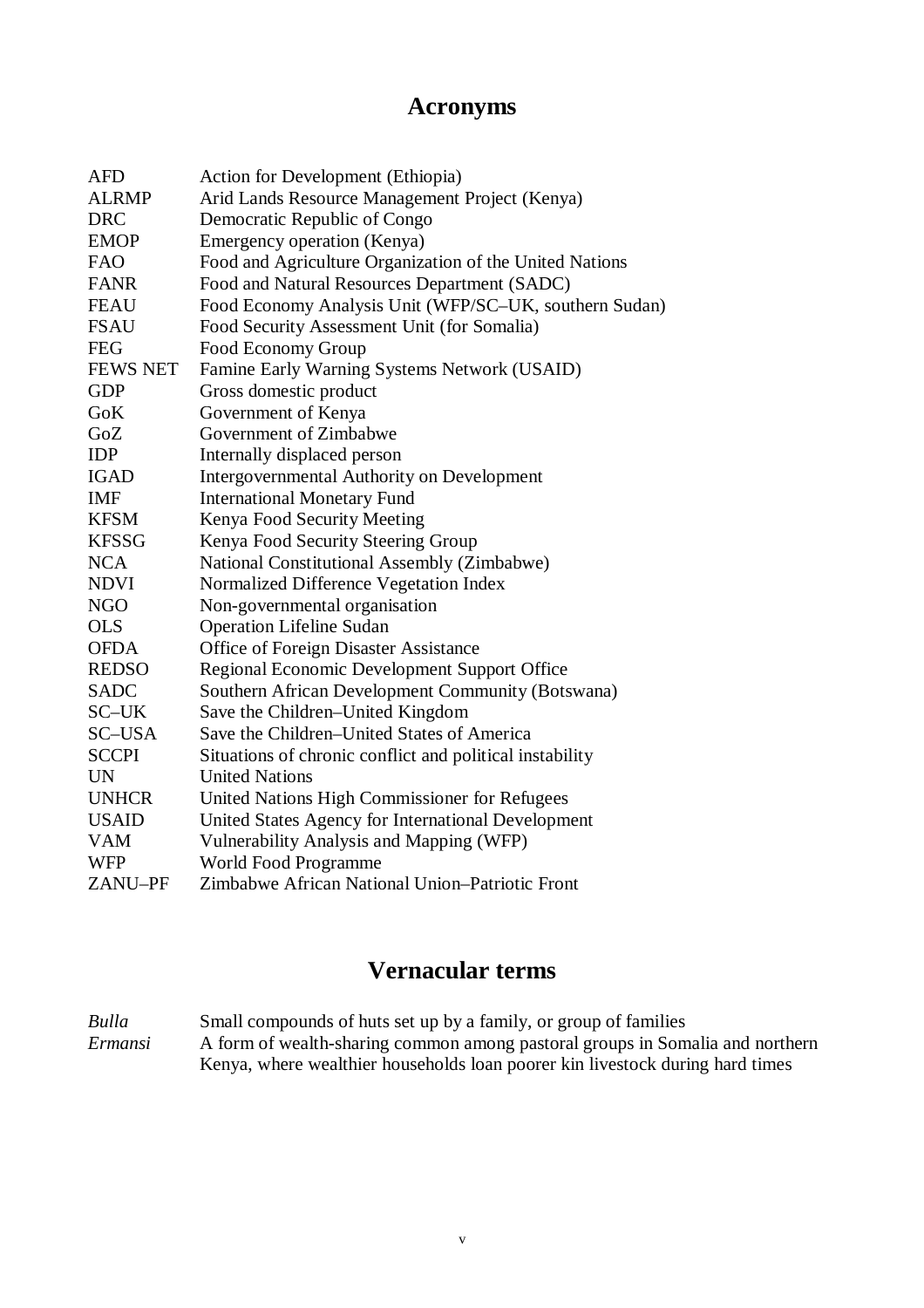# Acronyms

| | |
|---|---|
| AFD | Action for Development (Ethiopia) |
| ALRMP | Arid Lands Resource Management Project (Kenya) |
| DRC | Democratic Republic of Congo |
| EMOP | Emergency operation (Kenya) |
| FAO | Food and Agriculture Organization of the United Nations |
| FANR | Food and Natural Resources Department (SADC) |
| FEAU | Food Economy Analysis Unit (WFP/SC–UK, southern Sudan) |
| FSAU | Food Security Assessment Unit (for Somalia) |
| FEG | Food Economy Group |
| FEWS NET | Famine Early Warning Systems Network (USAID) |
| GDP | Gross domestic product |
| GoK | Government of Kenya |
| GoZ | Government of Zimbabwe |
| IDP | Internally displaced person |
| IGAD | Intergovernmental Authority on Development |
| IMF | International Monetary Fund |
| KFSM | Kenya Food Security Meeting |
| KFSSG | Kenya Food Security Steering Group |
| NCA | National Constitutional Assembly (Zimbabwe) |
| NDVI | Normalized Difference Vegetation Index |
| NGO | Non-governmental organisation |
| OLS | Operation Lifeline Sudan |
| OFDA | Office of Foreign Disaster Assistance |
| REDSO | Regional Economic Development Support Office |
| SADC | Southern African Development Community (Botswana) |
| SC–UK | Save the Children–United Kingdom |
| SC–USA | Save the Children–United States of America |
| SCCPI | Situations of chronic conflict and political instability |
| UN | United Nations |
| UNHCR | United Nations High Commissioner for Refugees |
| USAID | United States Agency for International Development |
| VAM | Vulnerability Analysis and Mapping (WFP) |
| WFP | World Food Programme |
| ZANU–PF | Zimbabwe African National Union–Patriotic Front |

# Vernacular terms

| | |
|---|---|
| *Bulla* | Small compounds of huts set up by a family, or group of families |
| *Ermansi* | A form of wealth-sharing common among pastoral groups in Somalia and northern Kenya, where wealthier households loan poorer kin livestock during hard times |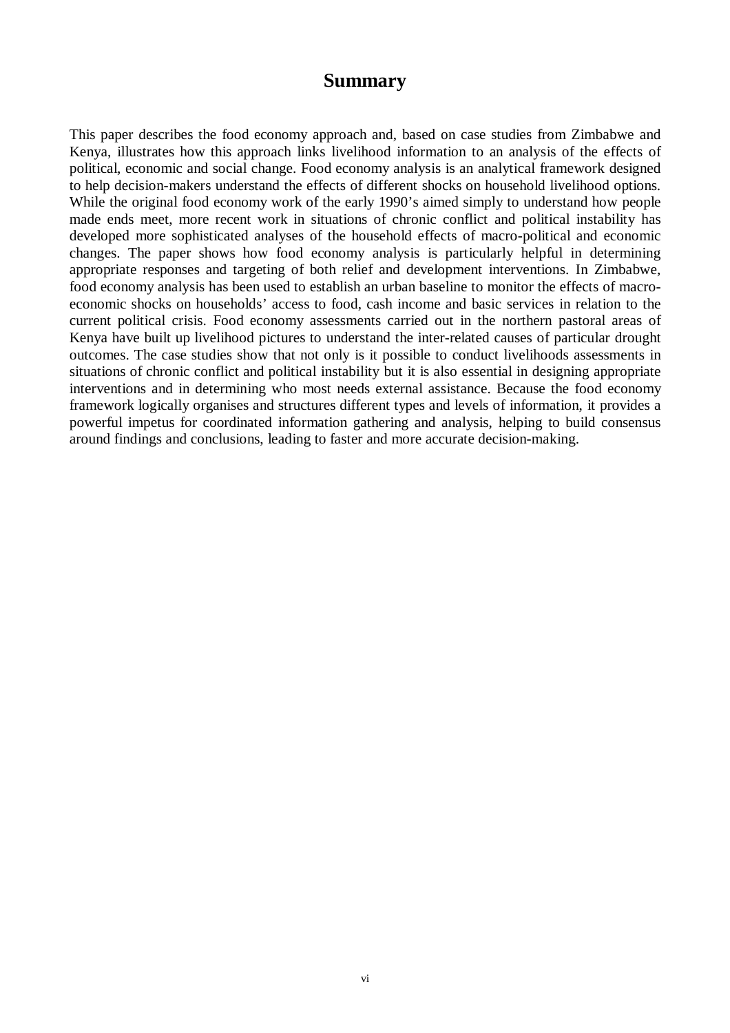# Summary

This paper describes the food economy approach and, based on case studies from Zimbabwe and Kenya, illustrates how this approach links livelihood information to an analysis of the effects of political, economic and social change. Food economy analysis is an analytical framework designed to help decision-makers understand the effects of different shocks on household livelihood options. While the original food economy work of the early 1990's aimed simply to understand how people made ends meet, more recent work in situations of chronic conflict and political instability has developed more sophisticated analyses of the household effects of macro-political and economic changes. The paper shows how food economy analysis is particularly helpful in determining appropriate responses and targeting of both relief and development interventions. In Zimbabwe, food economy analysis has been used to establish an urban baseline to monitor the effects of macro-economic shocks on households' access to food, cash income and basic services in relation to the current political crisis. Food economy assessments carried out in the northern pastoral areas of Kenya have built up livelihood pictures to understand the inter-related causes of particular drought outcomes. The case studies show that not only is it possible to conduct livelihoods assessments in situations of chronic conflict and political instability but it is also essential in designing appropriate interventions and in determining who most needs external assistance. Because the food economy framework logically organises and structures different types and levels of information, it provides a powerful impetus for coordinated information gathering and analysis, helping to build consensus around findings and conclusions, leading to faster and more accurate decision-making.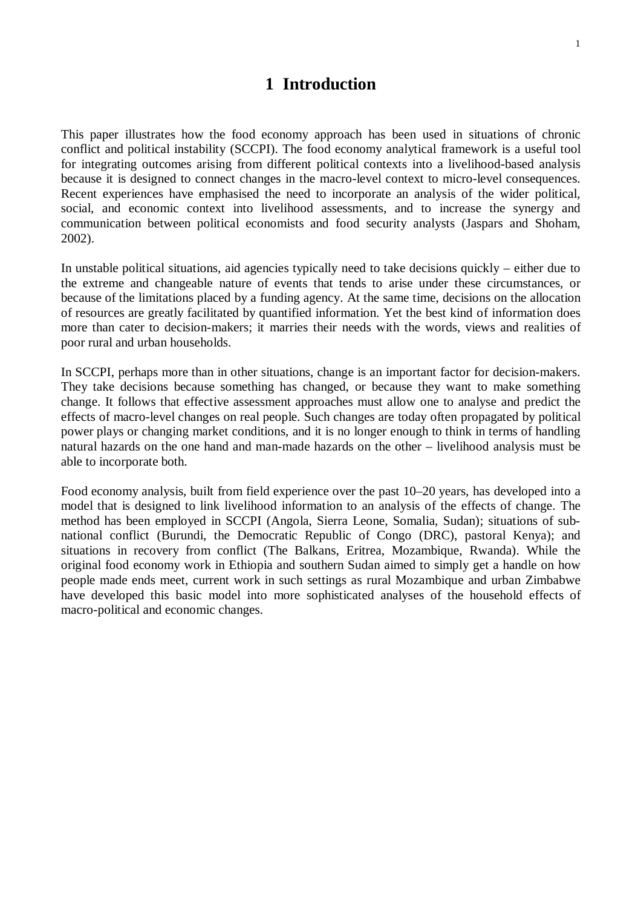# 1 Introduction

This paper illustrates how the food economy approach has been used in situations of chronic conflict and political instability (SCCPI). The food economy analytical framework is a useful tool for integrating outcomes arising from different political contexts into a livelihood-based analysis because it is designed to connect changes in the macro-level context to micro-level consequences. Recent experiences have emphasised the need to incorporate an analysis of the wider political, social, and economic context into livelihood assessments, and to increase the synergy and communication between political economists and food security analysts (Jaspars and Shoham, 2002).

In unstable political situations, aid agencies typically need to take decisions quickly – either due to the extreme and changeable nature of events that tends to arise under these circumstances, or because of the limitations placed by a funding agency. At the same time, decisions on the allocation of resources are greatly facilitated by quantified information. Yet the best kind of information does more than cater to decision-makers; it marries their needs with the words, views and realities of poor rural and urban households.

In SCCPI, perhaps more than in other situations, change is an important factor for decision-makers. They take decisions because something has changed, or because they want to make something change. It follows that effective assessment approaches must allow one to analyse and predict the effects of macro-level changes on real people. Such changes are today often propagated by political power plays or changing market conditions, and it is no longer enough to think in terms of handling natural hazards on the one hand and man-made hazards on the other – livelihood analysis must be able to incorporate both.

Food economy analysis, built from field experience over the past 10–20 years, has developed into a model that is designed to link livelihood information to an analysis of the effects of change. The method has been employed in SCCPI (Angola, Sierra Leone, Somalia, Sudan); situations of sub-national conflict (Burundi, the Democratic Republic of Congo (DRC), pastoral Kenya); and situations in recovery from conflict (The Balkans, Eritrea, Mozambique, Rwanda). While the original food economy work in Ethiopia and southern Sudan aimed to simply get a handle on how people made ends meet, current work in such settings as rural Mozambique and urban Zimbabwe have developed this basic model into more sophisticated analyses of the household effects of macro-political and economic changes.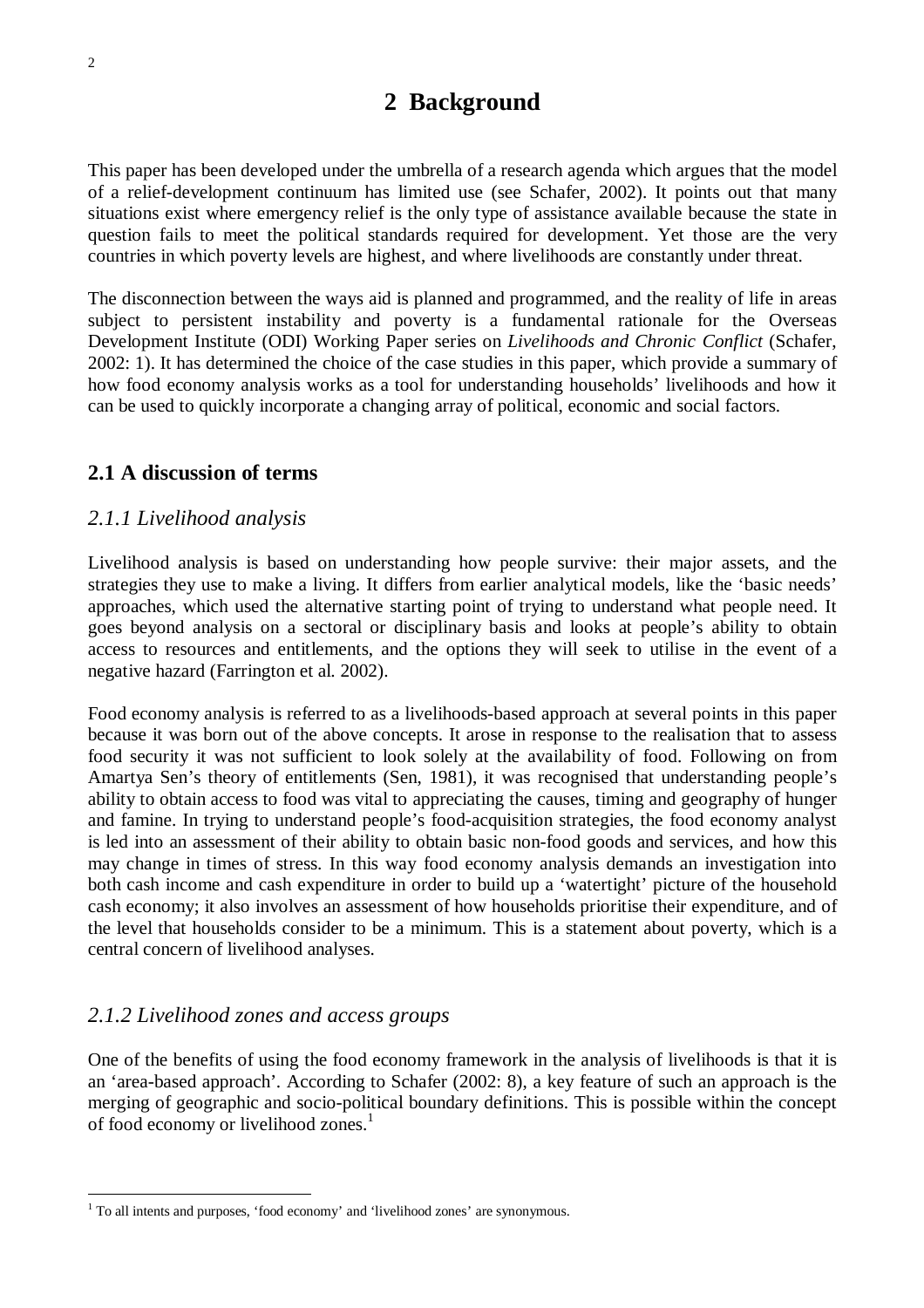# 2 Background

This paper has been developed under the umbrella of a research agenda which argues that the model of a relief-development continuum has limited use (see Schafer, 2002). It points out that many situations exist where emergency relief is the only type of assistance available because the state in question fails to meet the political standards required for development. Yet those are the very countries in which poverty levels are highest, and where livelihoods are constantly under threat.

The disconnection between the ways aid is planned and programmed, and the reality of life in areas subject to persistent instability and poverty is a fundamental rationale for the Overseas Development Institute (ODI) Working Paper series on *Livelihoods and Chronic Conflict* (Schafer, 2002: 1). It has determined the choice of the case studies in this paper, which provide a summary of how food economy analysis works as a tool for understanding households' livelihoods and how it can be used to quickly incorporate a changing array of political, economic and social factors.

## 2.1 A discussion of terms

### *2.1.1 Livelihood analysis*

Livelihood analysis is based on understanding how people survive: their major assets, and the strategies they use to make a living. It differs from earlier analytical models, like the 'basic needs' approaches, which used the alternative starting point of trying to understand what people need. It goes beyond analysis on a sectoral or disciplinary basis and looks at people's ability to obtain access to resources and entitlements, and the options they will seek to utilise in the event of a negative hazard (Farrington et al. 2002).

Food economy analysis is referred to as a livelihoods-based approach at several points in this paper because it was born out of the above concepts. It arose in response to the realisation that to assess food security it was not sufficient to look solely at the availability of food. Following on from Amartya Sen's theory of entitlements (Sen, 1981), it was recognised that understanding people's ability to obtain access to food was vital to appreciating the causes, timing and geography of hunger and famine. In trying to understand people's food-acquisition strategies, the food economy analyst is led into an assessment of their ability to obtain basic non-food goods and services, and how this may change in times of stress. In this way food economy analysis demands an investigation into both cash income and cash expenditure in order to build up a 'watertight' picture of the household cash economy; it also involves an assessment of how households prioritise their expenditure, and of the level that households consider to be a minimum. This is a statement about poverty, which is a central concern of livelihood analyses.

### *2.1.2 Livelihood zones and access groups*

One of the benefits of using the food economy framework in the analysis of livelihoods is that it is an 'area-based approach'. According to Schafer (2002: 8), a key feature of such an approach is the merging of geographic and socio-political boundary definitions. This is possible within the concept of food economy or livelihood zones.[1]

---

[1] To all intents and purposes, 'food economy' and 'livelihood zones' are synonymous.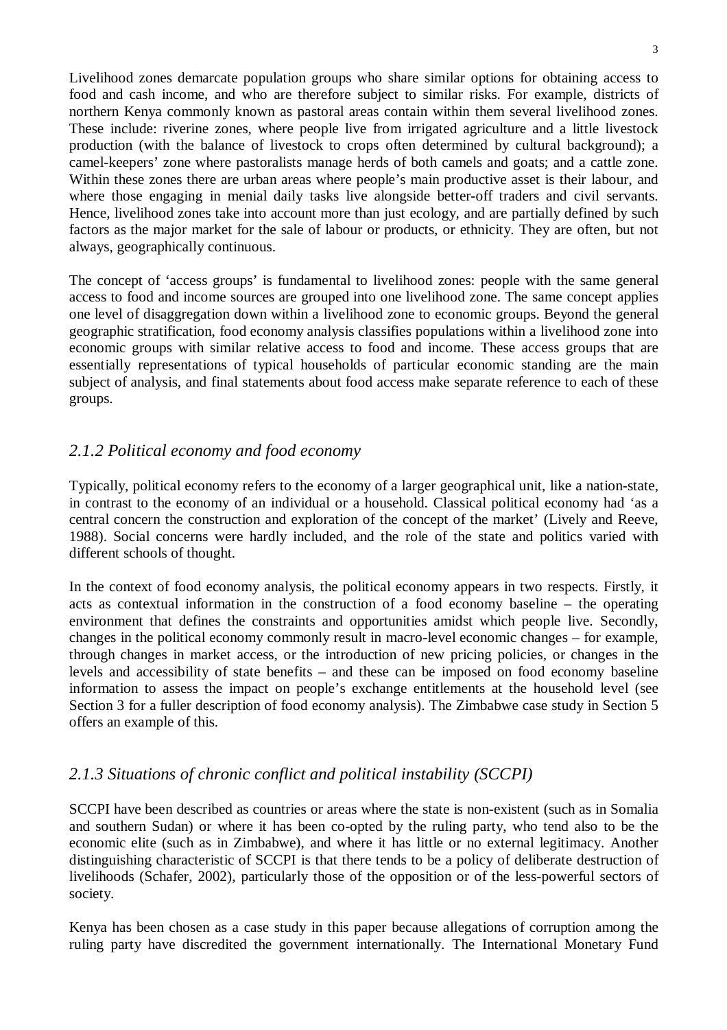Livelihood zones demarcate population groups who share similar options for obtaining access to food and cash income, and who are therefore subject to similar risks. For example, districts of northern Kenya commonly known as pastoral areas contain within them several livelihood zones. These include: riverine zones, where people live from irrigated agriculture and a little livestock production (with the balance of livestock to crops often determined by cultural background); a camel-keepers' zone where pastoralists manage herds of both camels and goats; and a cattle zone. Within these zones there are urban areas where people's main productive asset is their labour, and where those engaging in menial daily tasks live alongside better-off traders and civil servants. Hence, livelihood zones take into account more than just ecology, and are partially defined by such factors as the major market for the sale of labour or products, or ethnicity. They are often, but not always, geographically continuous.

The concept of 'access groups' is fundamental to livelihood zones: people with the same general access to food and income sources are grouped into one livelihood zone. The same concept applies one level of disaggregation down within a livelihood zone to economic groups. Beyond the general geographic stratification, food economy analysis classifies populations within a livelihood zone into economic groups with similar relative access to food and income. These access groups that are essentially representations of typical households of particular economic standing are the main subject of analysis, and final statements about food access make separate reference to each of these groups.

### *2.1.2 Political economy and food economy*

Typically, political economy refers to the economy of a larger geographical unit, like a nation-state, in contrast to the economy of an individual or a household. Classical political economy had 'as a central concern the construction and exploration of the concept of the market' (Lively and Reeve, 1988). Social concerns were hardly included, and the role of the state and politics varied with different schools of thought.

In the context of food economy analysis, the political economy appears in two respects. Firstly, it acts as contextual information in the construction of a food economy baseline – the operating environment that defines the constraints and opportunities amidst which people live. Secondly, changes in the political economy commonly result in macro-level economic changes – for example, through changes in market access, or the introduction of new pricing policies, or changes in the levels and accessibility of state benefits – and these can be imposed on food economy baseline information to assess the impact on people's exchange entitlements at the household level (see Section 3 for a fuller description of food economy analysis). The Zimbabwe case study in Section 5 offers an example of this.

### *2.1.3 Situations of chronic conflict and political instability (SCCPI)*

SCCPI have been described as countries or areas where the state is non-existent (such as in Somalia and southern Sudan) or where it has been co-opted by the ruling party, who tend also to be the economic elite (such as in Zimbabwe), and where it has little or no external legitimacy. Another distinguishing characteristic of SCCPI is that there tends to be a policy of deliberate destruction of livelihoods (Schafer, 2002), particularly those of the opposition or of the less-powerful sectors of society.

Kenya has been chosen as a case study in this paper because allegations of corruption among the ruling party have discredited the government internationally. The International Monetary Fund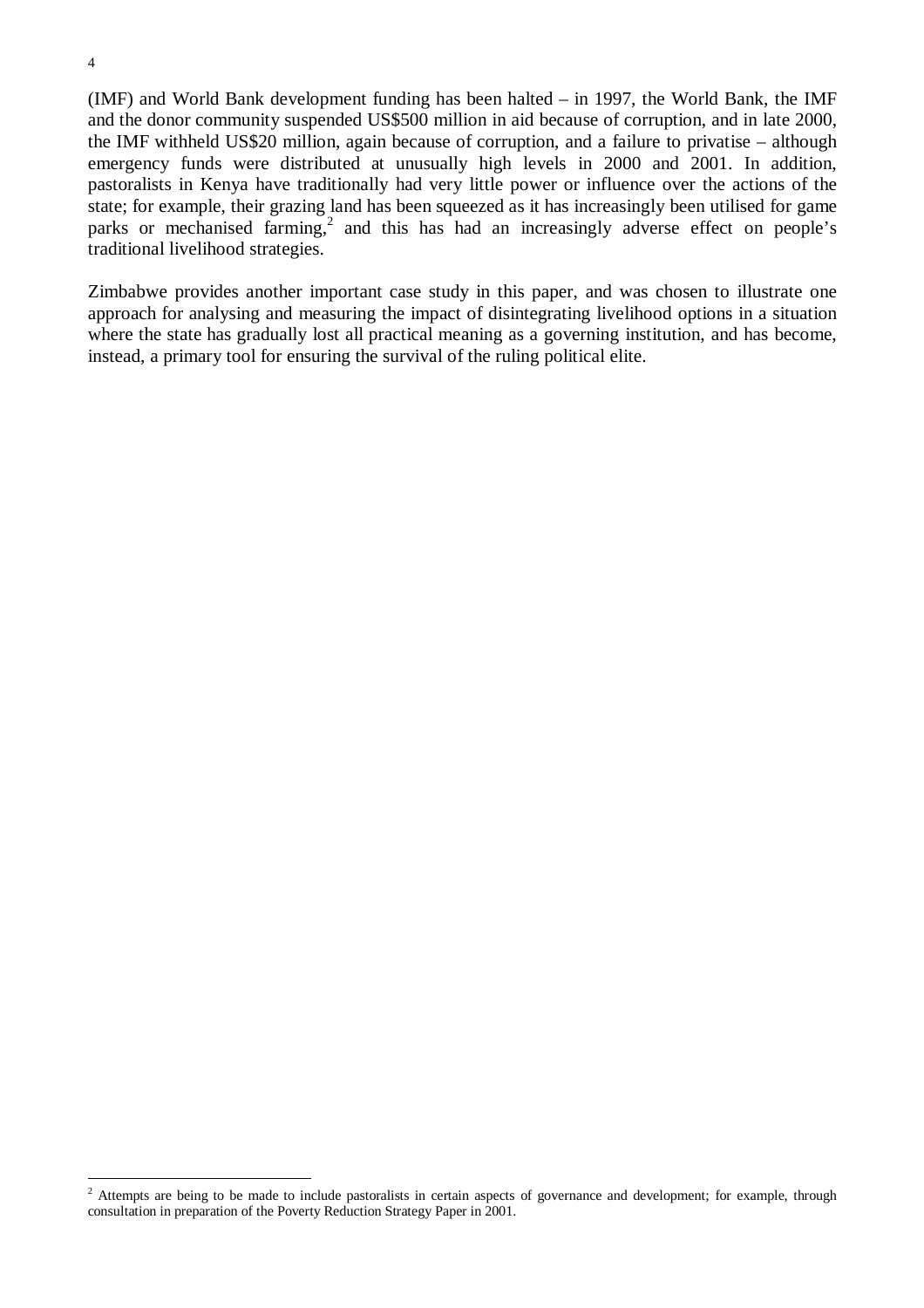(IMF) and World Bank development funding has been halted – in 1997, the World Bank, the IMF and the donor community suspended US$500 million in aid because of corruption, and in late 2000, the IMF withheld US$20 million, again because of corruption, and a failure to privatise – although emergency funds were distributed at unusually high levels in 2000 and 2001. In addition, pastoralists in Kenya have traditionally had very little power or influence over the actions of the state; for example, their grazing land has been squeezed as it has increasingly been utilised for game parks or mechanised farming,[2] and this has had an increasingly adverse effect on people's traditional livelihood strategies.

Zimbabwe provides another important case study in this paper, and was chosen to illustrate one approach for analysing and measuring the impact of disintegrating livelihood options in a situation where the state has gradually lost all practical meaning as a governing institution, and has become, instead, a primary tool for ensuring the survival of the ruling political elite.

---

[2] Attempts are being to be made to include pastoralists in certain aspects of governance and development; for example, through consultation in preparation of the Poverty Reduction Strategy Paper in 2001.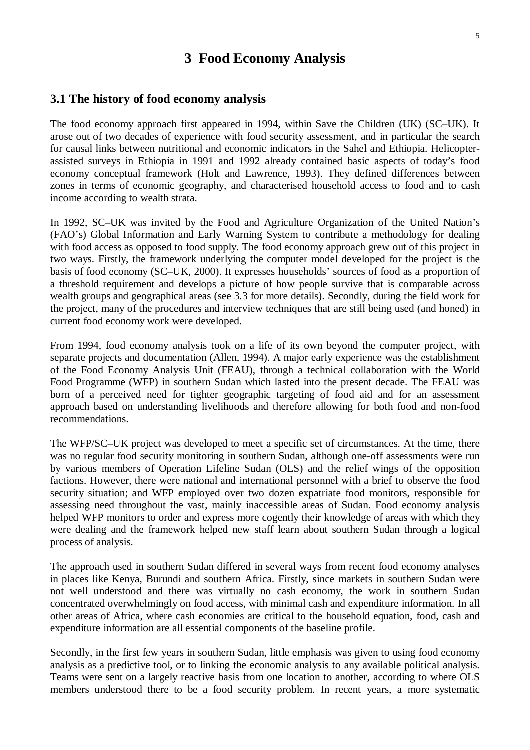# 3 Food Economy Analysis

## 3.1 The history of food economy analysis

The food economy approach first appeared in 1994, within Save the Children (UK) (SC–UK). It arose out of two decades of experience with food security assessment, and in particular the search for causal links between nutritional and economic indicators in the Sahel and Ethiopia. Helicopter-assisted surveys in Ethiopia in 1991 and 1992 already contained basic aspects of today's food economy conceptual framework (Holt and Lawrence, 1993). They defined differences between zones in terms of economic geography, and characterised household access to food and to cash income according to wealth strata.

In 1992, SC–UK was invited by the Food and Agriculture Organization of the United Nation's (FAO's) Global Information and Early Warning System to contribute a methodology for dealing with food access as opposed to food supply. The food economy approach grew out of this project in two ways. Firstly, the framework underlying the computer model developed for the project is the basis of food economy (SC–UK, 2000). It expresses households' sources of food as a proportion of a threshold requirement and develops a picture of how people survive that is comparable across wealth groups and geographical areas (see 3.3 for more details). Secondly, during the field work for the project, many of the procedures and interview techniques that are still being used (and honed) in current food economy work were developed.

From 1994, food economy analysis took on a life of its own beyond the computer project, with separate projects and documentation (Allen, 1994). A major early experience was the establishment of the Food Economy Analysis Unit (FEAU), through a technical collaboration with the World Food Programme (WFP) in southern Sudan which lasted into the present decade. The FEAU was born of a perceived need for tighter geographic targeting of food aid and for an assessment approach based on understanding livelihoods and therefore allowing for both food and non-food recommendations.

The WFP/SC–UK project was developed to meet a specific set of circumstances. At the time, there was no regular food security monitoring in southern Sudan, although one-off assessments were run by various members of Operation Lifeline Sudan (OLS) and the relief wings of the opposition factions. However, there were national and international personnel with a brief to observe the food security situation; and WFP employed over two dozen expatriate food monitors, responsible for assessing need throughout the vast, mainly inaccessible areas of Sudan. Food economy analysis helped WFP monitors to order and express more cogently their knowledge of areas with which they were dealing and the framework helped new staff learn about southern Sudan through a logical process of analysis.

The approach used in southern Sudan differed in several ways from recent food economy analyses in places like Kenya, Burundi and southern Africa. Firstly, since markets in southern Sudan were not well understood and there was virtually no cash economy, the work in southern Sudan concentrated overwhelmingly on food access, with minimal cash and expenditure information. In all other areas of Africa, where cash economies are critical to the household equation, food, cash and expenditure information are all essential components of the baseline profile.

Secondly, in the first few years in southern Sudan, little emphasis was given to using food economy analysis as a predictive tool, or to linking the economic analysis to any available political analysis. Teams were sent on a largely reactive basis from one location to another, according to where OLS members understood there to be a food security problem. In recent years, a more systematic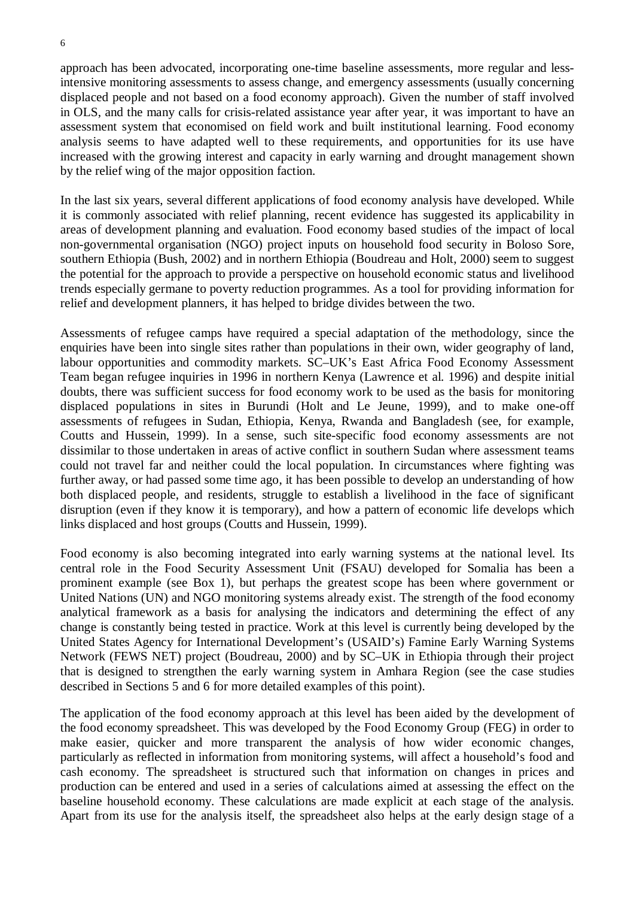approach has been advocated, incorporating one-time baseline assessments, more regular and less-intensive monitoring assessments to assess change, and emergency assessments (usually concerning displaced people and not based on a food economy approach). Given the number of staff involved in OLS, and the many calls for crisis-related assistance year after year, it was important to have an assessment system that economised on field work and built institutional learning. Food economy analysis seems to have adapted well to these requirements, and opportunities for its use have increased with the growing interest and capacity in early warning and drought management shown by the relief wing of the major opposition faction.

In the last six years, several different applications of food economy analysis have developed. While it is commonly associated with relief planning, recent evidence has suggested its applicability in areas of development planning and evaluation. Food economy based studies of the impact of local non-governmental organisation (NGO) project inputs on household food security in Boloso Sore, southern Ethiopia (Bush, 2002) and in northern Ethiopia (Boudreau and Holt, 2000) seem to suggest the potential for the approach to provide a perspective on household economic status and livelihood trends especially germane to poverty reduction programmes. As a tool for providing information for relief and development planners, it has helped to bridge divides between the two.

Assessments of refugee camps have required a special adaptation of the methodology, since the enquiries have been into single sites rather than populations in their own, wider geography of land, labour opportunities and commodity markets. SC–UK's East Africa Food Economy Assessment Team began refugee inquiries in 1996 in northern Kenya (Lawrence et al. 1996) and despite initial doubts, there was sufficient success for food economy work to be used as the basis for monitoring displaced populations in sites in Burundi (Holt and Le Jeune, 1999), and to make one-off assessments of refugees in Sudan, Ethiopia, Kenya, Rwanda and Bangladesh (see, for example, Coutts and Hussein, 1999). In a sense, such site-specific food economy assessments are not dissimilar to those undertaken in areas of active conflict in southern Sudan where assessment teams could not travel far and neither could the local population. In circumstances where fighting was further away, or had passed some time ago, it has been possible to develop an understanding of how both displaced people, and residents, struggle to establish a livelihood in the face of significant disruption (even if they know it is temporary), and how a pattern of economic life develops which links displaced and host groups (Coutts and Hussein, 1999).

Food economy is also becoming integrated into early warning systems at the national level. Its central role in the Food Security Assessment Unit (FSAU) developed for Somalia has been a prominent example (see Box 1), but perhaps the greatest scope has been where government or United Nations (UN) and NGO monitoring systems already exist. The strength of the food economy analytical framework as a basis for analysing the indicators and determining the effect of any change is constantly being tested in practice. Work at this level is currently being developed by the United States Agency for International Development's (USAID's) Famine Early Warning Systems Network (FEWS NET) project (Boudreau, 2000) and by SC–UK in Ethiopia through their project that is designed to strengthen the early warning system in Amhara Region (see the case studies described in Sections 5 and 6 for more detailed examples of this point).

The application of the food economy approach at this level has been aided by the development of the food economy spreadsheet. This was developed by the Food Economy Group (FEG) in order to make easier, quicker and more transparent the analysis of how wider economic changes, particularly as reflected in information from monitoring systems, will affect a household's food and cash economy. The spreadsheet is structured such that information on changes in prices and production can be entered and used in a series of calculations aimed at assessing the effect on the baseline household economy. These calculations are made explicit at each stage of the analysis. Apart from its use for the analysis itself, the spreadsheet also helps at the early design stage of a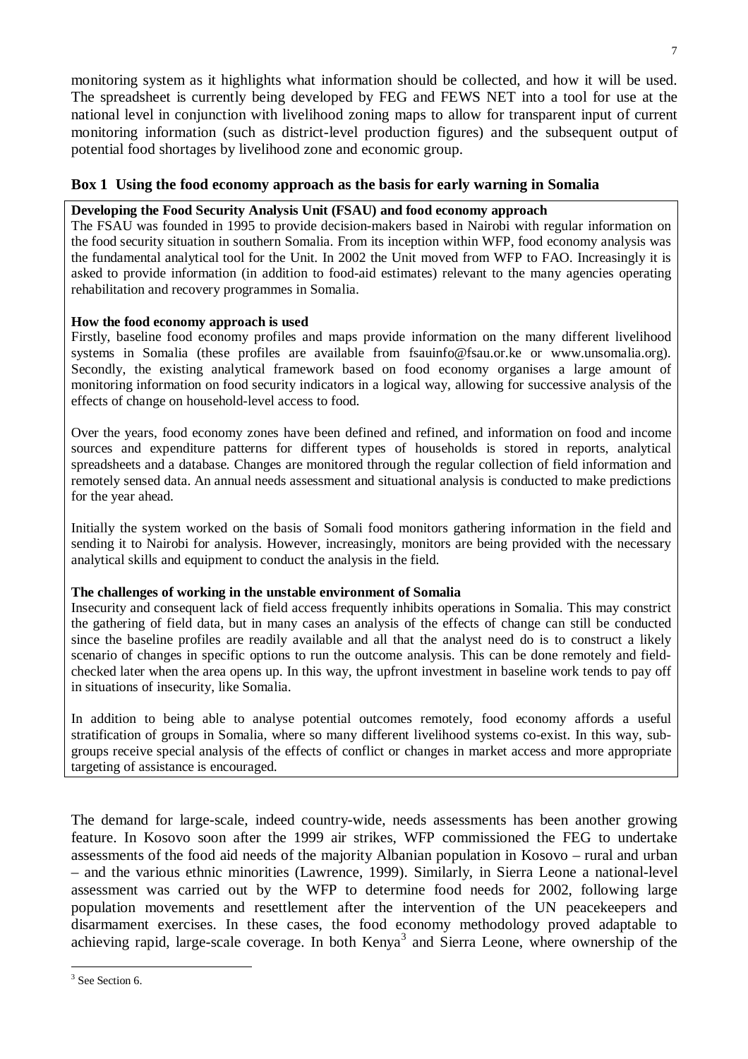monitoring system as it highlights what information should be collected, and how it will be used. The spreadsheet is currently being developed by FEG and FEWS NET into a tool for use at the national level in conjunction with livelihood zoning maps to allow for transparent input of current monitoring information (such as district-level production figures) and the subsequent output of potential food shortages by livelihood zone and economic group.

### Box 1 Using the food economy approach as the basis for early warning in Somalia

**Developing the Food Security Analysis Unit (FSAU) and food economy approach**

The FSAU was founded in 1995 to provide decision-makers based in Nairobi with regular information on the food security situation in southern Somalia. From its inception within WFP, food economy analysis was the fundamental analytical tool for the Unit. In 2002 the Unit moved from WFP to FAO. Increasingly it is asked to provide information (in addition to food-aid estimates) relevant to the many agencies operating rehabilitation and recovery programmes in Somalia.

**How the food economy approach is used**

Firstly, baseline food economy profiles and maps provide information on the many different livelihood systems in Somalia (these profiles are available from fsauinfo@fsau.or.ke or www.unsomalia.org). Secondly, the existing analytical framework based on food economy organises a large amount of monitoring information on food security indicators in a logical way, allowing for successive analysis of the effects of change on household-level access to food.

Over the years, food economy zones have been defined and refined, and information on food and income sources and expenditure patterns for different types of households is stored in reports, analytical spreadsheets and a database. Changes are monitored through the regular collection of field information and remotely sensed data. An annual needs assessment and situational analysis is conducted to make predictions for the year ahead.

Initially the system worked on the basis of Somali food monitors gathering information in the field and sending it to Nairobi for analysis. However, increasingly, monitors are being provided with the necessary analytical skills and equipment to conduct the analysis in the field.

**The challenges of working in the unstable environment of Somalia**

Insecurity and consequent lack of field access frequently inhibits operations in Somalia. This may constrict the gathering of field data, but in many cases an analysis of the effects of change can still be conducted since the baseline profiles are readily available and all that the analyst need do is to construct a likely scenario of changes in specific options to run the outcome analysis. This can be done remotely and field-checked later when the area opens up. In this way, the upfront investment in baseline work tends to pay off in situations of insecurity, like Somalia.

In addition to being able to analyse potential outcomes remotely, food economy affords a useful stratification of groups in Somalia, where so many different livelihood systems co-exist. In this way, sub-groups receive special analysis of the effects of conflict or changes in market access and more appropriate targeting of assistance is encouraged.

The demand for large-scale, indeed country-wide, needs assessments has been another growing feature. In Kosovo soon after the 1999 air strikes, WFP commissioned the FEG to undertake assessments of the food aid needs of the majority Albanian population in Kosovo – rural and urban – and the various ethnic minorities (Lawrence, 1999). Similarly, in Sierra Leone a national-level assessment was carried out by the WFP to determine food needs for 2002, following large population movements and resettlement after the intervention of the UN peacekeepers and disarmament exercises. In these cases, the food economy methodology proved adaptable to achieving rapid, large-scale coverage. In both Kenya[3] and Sierra Leone, where ownership of the

[3] See Section 6.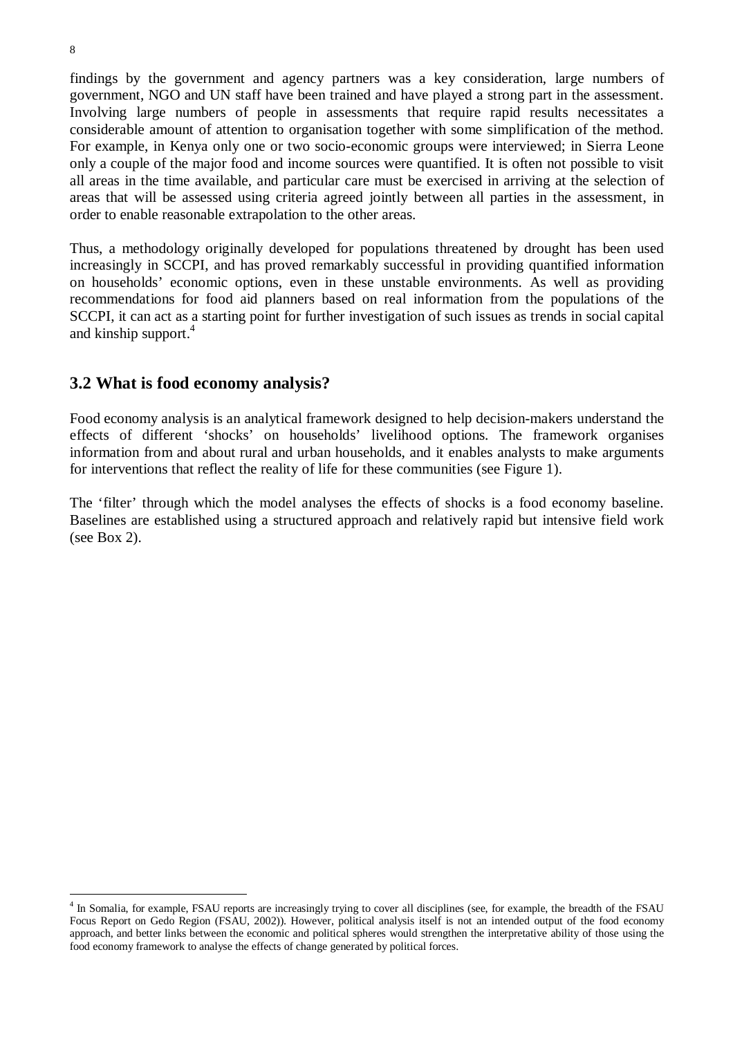findings by the government and agency partners was a key consideration, large numbers of government, NGO and UN staff have been trained and have played a strong part in the assessment. Involving large numbers of people in assessments that require rapid results necessitates a considerable amount of attention to organisation together with some simplification of the method. For example, in Kenya only one or two socio-economic groups were interviewed; in Sierra Leone only a couple of the major food and income sources were quantified. It is often not possible to visit all areas in the time available, and particular care must be exercised in arriving at the selection of areas that will be assessed using criteria agreed jointly between all parties in the assessment, in order to enable reasonable extrapolation to the other areas.

Thus, a methodology originally developed for populations threatened by drought has been used increasingly in SCCPI, and has proved remarkably successful in providing quantified information on households' economic options, even in these unstable environments. As well as providing recommendations for food aid planners based on real information from the populations of the SCCPI, it can act as a starting point for further investigation of such issues as trends in social capital and kinship support.[4]

## 3.2 What is food economy analysis?

Food economy analysis is an analytical framework designed to help decision-makers understand the effects of different 'shocks' on households' livelihood options. The framework organises information from and about rural and urban households, and it enables analysts to make arguments for interventions that reflect the reality of life for these communities (see Figure 1).

The 'filter' through which the model analyses the effects of shocks is a food economy baseline. Baselines are established using a structured approach and relatively rapid but intensive field work (see Box 2).

[4] In Somalia, for example, FSAU reports are increasingly trying to cover all disciplines (see, for example, the breadth of the FSAU Focus Report on Gedo Region (FSAU, 2002)). However, political analysis itself is not an intended output of the food economy approach, and better links between the economic and political spheres would strengthen the interpretative ability of those using the food economy framework to analyse the effects of change generated by political forces.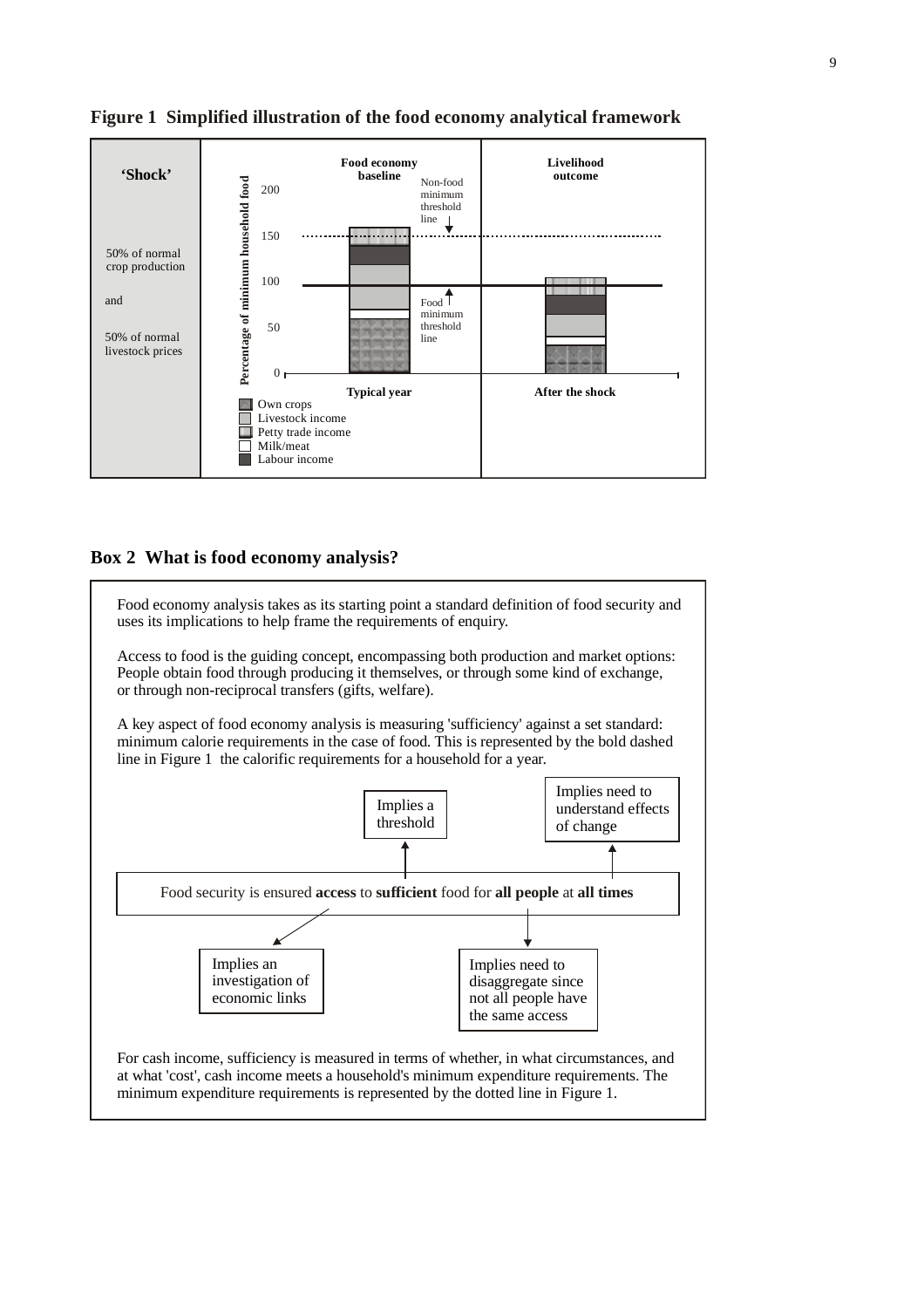**Figure 1 Simplified illustration of the food economy analytical framework**

| **'Shock'** | **Food economy baseline** | **Livelihood outcome** |
|---|---|---|
| 50% of normal crop production and 50% of normal livestock prices | Typical year | After the shock |

Percentage of minimum household food (0, 50, 100, 150, 200)

Non-food minimum threshold line

Food minimum threshold line

Own crops
Livestock income
Petty trade income
Milk/meat
Labour income

## Box 2 What is food economy analysis?

Food economy analysis takes as its starting point a standard definition of food security and uses its implications to help frame the requirements of enquiry.

Access to food is the guiding concept, encompassing both production and market options: People obtain food through producing it themselves, or through some kind of exchange, or through non-reciprocal transfers (gifts, welfare).

A key aspect of food economy analysis is measuring 'sufficiency' against a set standard: minimum calorie requirements in the case of food. This is represented by the bold dashed line in Figure 1 the calorific requirements for a household for a year.

Food security is ensured **access** to **sufficient** food for **all people** at **all times**

- Implies an investigation of economic links
- Implies a threshold
- Implies need to disaggregate since not all people have the same access
- Implies need to understand effects of change

For cash income, sufficiency is measured in terms of whether, in what circumstances, and at what 'cost', cash income meets a household's minimum expenditure requirements. The minimum expenditure requirements is represented by the dotted line in Figure 1.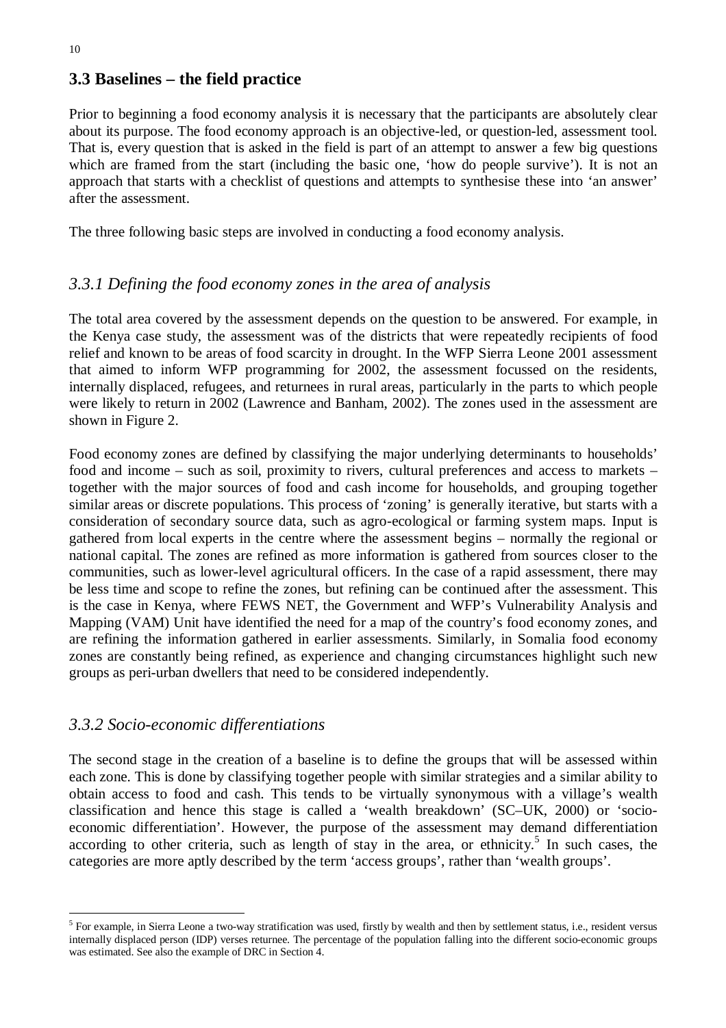## 3.3 Baselines – the field practice

Prior to beginning a food economy analysis it is necessary that the participants are absolutely clear about its purpose. The food economy approach is an objective-led, or question-led, assessment tool. That is, every question that is asked in the field is part of an attempt to answer a few big questions which are framed from the start (including the basic one, 'how do people survive'). It is not an approach that starts with a checklist of questions and attempts to synthesise these into 'an answer' after the assessment.

The three following basic steps are involved in conducting a food economy analysis.

### *3.3.1 Defining the food economy zones in the area of analysis*

The total area covered by the assessment depends on the question to be answered. For example, in the Kenya case study, the assessment was of the districts that were repeatedly recipients of food relief and known to be areas of food scarcity in drought. In the WFP Sierra Leone 2001 assessment that aimed to inform WFP programming for 2002, the assessment focussed on the residents, internally displaced, refugees, and returnees in rural areas, particularly in the parts to which people were likely to return in 2002 (Lawrence and Banham, 2002). The zones used in the assessment are shown in Figure 2.

Food economy zones are defined by classifying the major underlying determinants to households' food and income – such as soil, proximity to rivers, cultural preferences and access to markets – together with the major sources of food and cash income for households, and grouping together similar areas or discrete populations. This process of 'zoning' is generally iterative, but starts with a consideration of secondary source data, such as agro-ecological or farming system maps. Input is gathered from local experts in the centre where the assessment begins – normally the regional or national capital. The zones are refined as more information is gathered from sources closer to the communities, such as lower-level agricultural officers. In the case of a rapid assessment, there may be less time and scope to refine the zones, but refining can be continued after the assessment. This is the case in Kenya, where FEWS NET, the Government and WFP's Vulnerability Analysis and Mapping (VAM) Unit have identified the need for a map of the country's food economy zones, and are refining the information gathered in earlier assessments. Similarly, in Somalia food economy zones are constantly being refined, as experience and changing circumstances highlight such new groups as peri-urban dwellers that need to be considered independently.

### *3.3.2 Socio-economic differentiations*

The second stage in the creation of a baseline is to define the groups that will be assessed within each zone. This is done by classifying together people with similar strategies and a similar ability to obtain access to food and cash. This tends to be virtually synonymous with a village's wealth classification and hence this stage is called a 'wealth breakdown' (SC–UK, 2000) or 'socio-economic differentiation'. However, the purpose of the assessment may demand differentiation according to other criteria, such as length of stay in the area, or ethnicity.[5] In such cases, the categories are more aptly described by the term 'access groups', rather than 'wealth groups'.

---

[5] For example, in Sierra Leone a two-way stratification was used, firstly by wealth and then by settlement status, i.e., resident versus internally displaced person (IDP) verses returnee. The percentage of the population falling into the different socio-economic groups was estimated. See also the example of DRC in Section 4.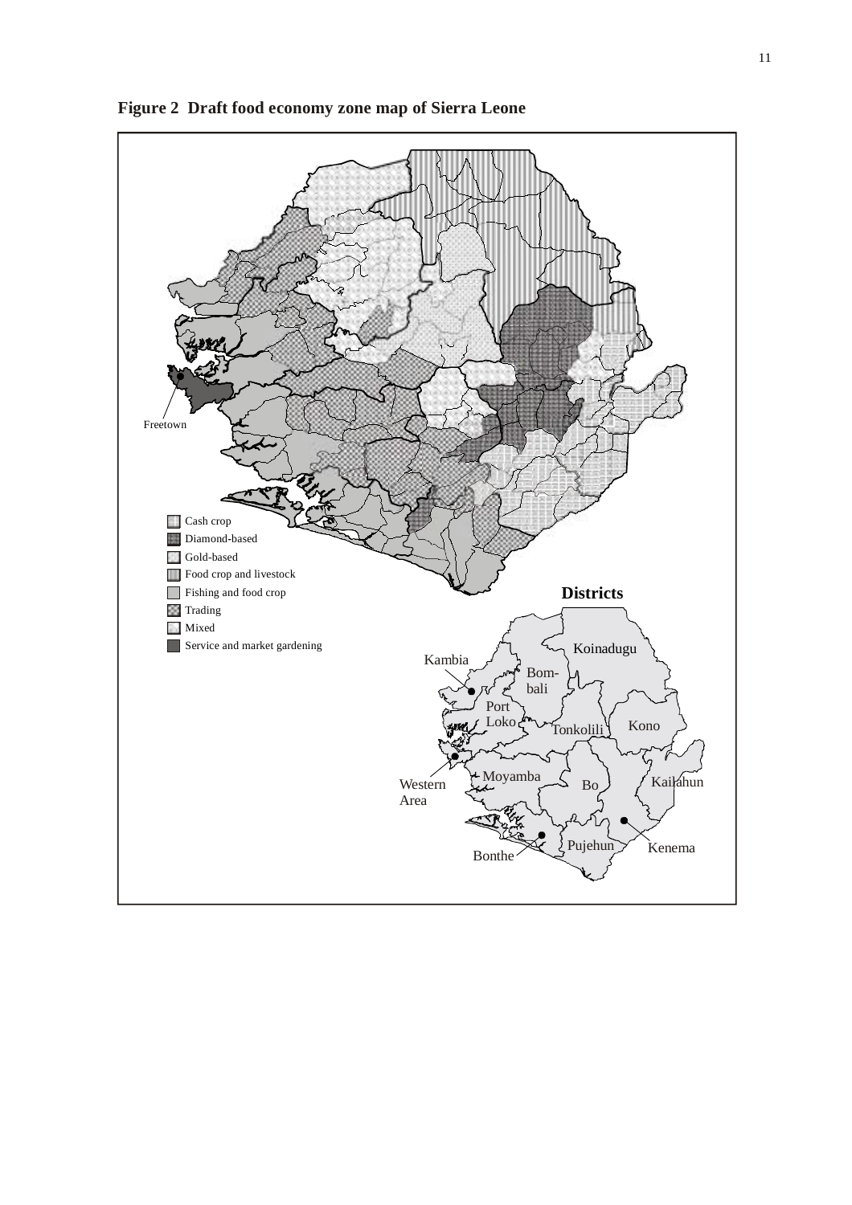**Figure 2 Draft food economy zone map of Sierra Leone**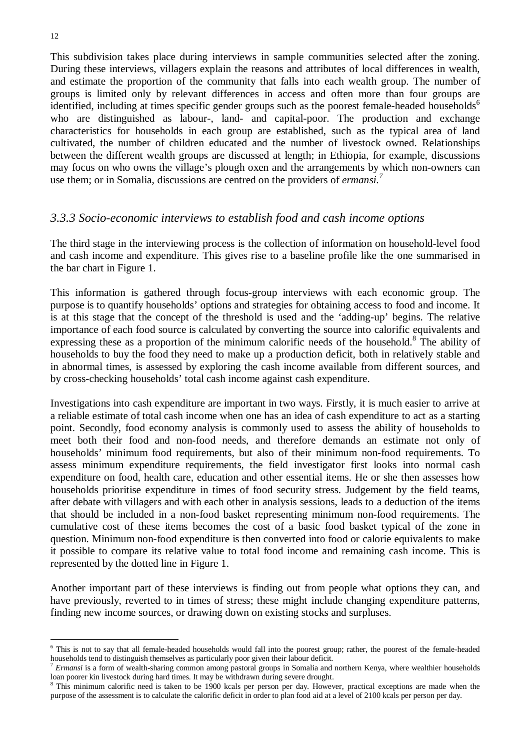This subdivision takes place during interviews in sample communities selected after the zoning. During these interviews, villagers explain the reasons and attributes of local differences in wealth, and estimate the proportion of the community that falls into each wealth group. The number of groups is limited only by relevant differences in access and often more than four groups are identified, including at times specific gender groups such as the poorest female-headed households[6] who are distinguished as labour-, land- and capital-poor. The production and exchange characteristics for households in each group are established, such as the typical area of land cultivated, the number of children educated and the number of livestock owned. Relationships between the different wealth groups are discussed at length; in Ethiopia, for example, discussions may focus on who owns the village's plough oxen and the arrangements by which non-owners can use them; or in Somalia, discussions are centred on the providers of *ermansi.*[7]

### *3.3.3 Socio-economic interviews to establish food and cash income options*

The third stage in the interviewing process is the collection of information on household-level food and cash income and expenditure. This gives rise to a baseline profile like the one summarised in the bar chart in Figure 1.

This information is gathered through focus-group interviews with each economic group. The purpose is to quantify households' options and strategies for obtaining access to food and income. It is at this stage that the concept of the threshold is used and the 'adding-up' begins. The relative importance of each food source is calculated by converting the source into calorific equivalents and expressing these as a proportion of the minimum calorific needs of the household.[8] The ability of households to buy the food they need to make up a production deficit, both in relatively stable and in abnormal times, is assessed by exploring the cash income available from different sources, and by cross-checking households' total cash income against cash expenditure.

Investigations into cash expenditure are important in two ways. Firstly, it is much easier to arrive at a reliable estimate of total cash income when one has an idea of cash expenditure to act as a starting point. Secondly, food economy analysis is commonly used to assess the ability of households to meet both their food and non-food needs, and therefore demands an estimate not only of households' minimum food requirements, but also of their minimum non-food requirements. To assess minimum expenditure requirements, the field investigator first looks into normal cash expenditure on food, health care, education and other essential items. He or she then assesses how households prioritise expenditure in times of food security stress. Judgement by the field teams, after debate with villagers and with each other in analysis sessions, leads to a deduction of the items that should be included in a non-food basket representing minimum non-food requirements. The cumulative cost of these items becomes the cost of a basic food basket typical of the zone in question. Minimum non-food expenditure is then converted into food or calorie equivalents to make it possible to compare its relative value to total food income and remaining cash income. This is represented by the dotted line in Figure 1.

Another important part of these interviews is finding out from people what options they can, and have previously, reverted to in times of stress; these might include changing expenditure patterns, finding new income sources, or drawing down on existing stocks and surpluses.

---

[6] This is not to say that all female-headed households would fall into the poorest group; rather, the poorest of the female-headed households tend to distinguish themselves as particularly poor given their labour deficit.

[7] *Ermansi* is a form of wealth-sharing common among pastoral groups in Somalia and northern Kenya, where wealthier households loan poorer kin livestock during hard times. It may be withdrawn during severe drought.

[8] This minimum calorific need is taken to be 1900 kcals per person per day. However, practical exceptions are made when the purpose of the assessment is to calculate the calorific deficit in order to plan food aid at a level of 2100 kcals per person per day.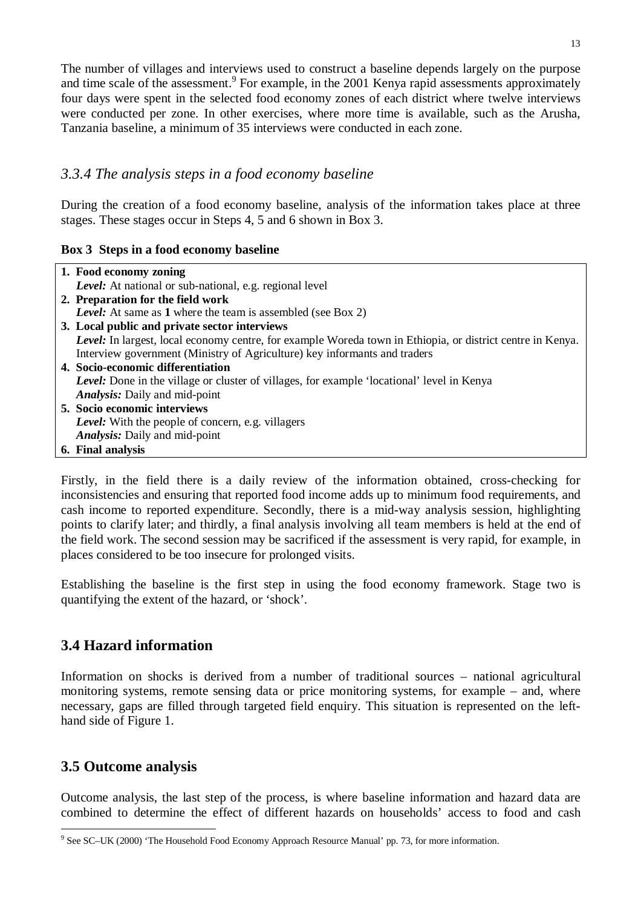The number of villages and interviews used to construct a baseline depends largely on the purpose and time scale of the assessment.[9] For example, in the 2001 Kenya rapid assessments approximately four days were spent in the selected food economy zones of each district where twelve interviews were conducted per zone. In other exercises, where more time is available, such as the Arusha, Tanzania baseline, a minimum of 35 interviews were conducted in each zone.

### *3.3.4 The analysis steps in a food economy baseline*

During the creation of a food economy baseline, analysis of the information takes place at three stages. These stages occur in Steps 4, 5 and 6 shown in Box 3.

**Box 3 Steps in a food economy baseline**

1. **Food economy zoning**
   *Level:* At national or sub-national, e.g. regional level
2. **Preparation for the field work**
   *Level:* At same as **1** where the team is assembled (see Box 2)
3. **Local public and private sector interviews**
   *Level:* In largest, local economy centre, for example Woreda town in Ethiopia, or district centre in Kenya. Interview government (Ministry of Agriculture) key informants and traders
4. **Socio-economic differentiation**
   *Level:* Done in the village or cluster of villages, for example 'locational' level in Kenya
   ***Analysis:*** Daily and mid-point
5. **Socio economic interviews**
   *Level:* With the people of concern, e.g. villagers
   ***Analysis:*** Daily and mid-point
6. **Final analysis**

Firstly, in the field there is a daily review of the information obtained, cross-checking for inconsistencies and ensuring that reported food income adds up to minimum food requirements, and cash income to reported expenditure. Secondly, there is a mid-way analysis session, highlighting points to clarify later; and thirdly, a final analysis involving all team members is held at the end of the field work. The second session may be sacrificed if the assessment is very rapid, for example, in places considered to be too insecure for prolonged visits.

Establishing the baseline is the first step in using the food economy framework. Stage two is quantifying the extent of the hazard, or 'shock'.

## 3.4 Hazard information

Information on shocks is derived from a number of traditional sources – national agricultural monitoring systems, remote sensing data or price monitoring systems, for example – and, where necessary, gaps are filled through targeted field enquiry. This situation is represented on the left-hand side of Figure 1.

## 3.5 Outcome analysis

Outcome analysis, the last step of the process, is where baseline information and hazard data are combined to determine the effect of different hazards on households' access to food and cash

[9] See SC–UK (2000) 'The Household Food Economy Approach Resource Manual' pp. 73, for more information.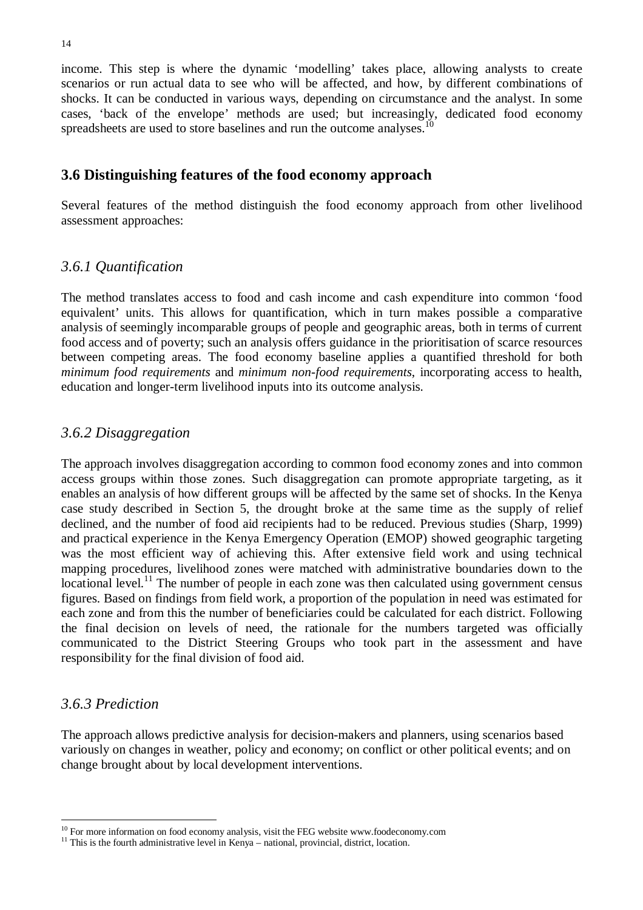income. This step is where the dynamic 'modelling' takes place, allowing analysts to create scenarios or run actual data to see who will be affected, and how, by different combinations of shocks. It can be conducted in various ways, depending on circumstance and the analyst. In some cases, 'back of the envelope' methods are used; but increasingly, dedicated food economy spreadsheets are used to store baselines and run the outcome analyses.[10]

## 3.6 Distinguishing features of the food economy approach

Several features of the method distinguish the food economy approach from other livelihood assessment approaches:

### *3.6.1 Quantification*

The method translates access to food and cash income and cash expenditure into common 'food equivalent' units. This allows for quantification, which in turn makes possible a comparative analysis of seemingly incomparable groups of people and geographic areas, both in terms of current food access and of poverty; such an analysis offers guidance in the prioritisation of scarce resources between competing areas. The food economy baseline applies a quantified threshold for both *minimum food requirements* and *minimum non-food requirements*, incorporating access to health, education and longer-term livelihood inputs into its outcome analysis.

### *3.6.2 Disaggregation*

The approach involves disaggregation according to common food economy zones and into common access groups within those zones. Such disaggregation can promote appropriate targeting, as it enables an analysis of how different groups will be affected by the same set of shocks. In the Kenya case study described in Section 5, the drought broke at the same time as the supply of relief declined, and the number of food aid recipients had to be reduced. Previous studies (Sharp, 1999) and practical experience in the Kenya Emergency Operation (EMOP) showed geographic targeting was the most efficient way of achieving this. After extensive field work and using technical mapping procedures, livelihood zones were matched with administrative boundaries down to the locational level.[11] The number of people in each zone was then calculated using government census figures. Based on findings from field work, a proportion of the population in need was estimated for each zone and from this the number of beneficiaries could be calculated for each district. Following the final decision on levels of need, the rationale for the numbers targeted was officially communicated to the District Steering Groups who took part in the assessment and have responsibility for the final division of food aid.

### *3.6.3 Prediction*

The approach allows predictive analysis for decision-makers and planners, using scenarios based variously on changes in weather, policy and economy; on conflict or other political events; and on change brought about by local development interventions.

---

[10] For more information on food economy analysis, visit the FEG website www.foodeconomy.com

[11] This is the fourth administrative level in Kenya – national, provincial, district, location.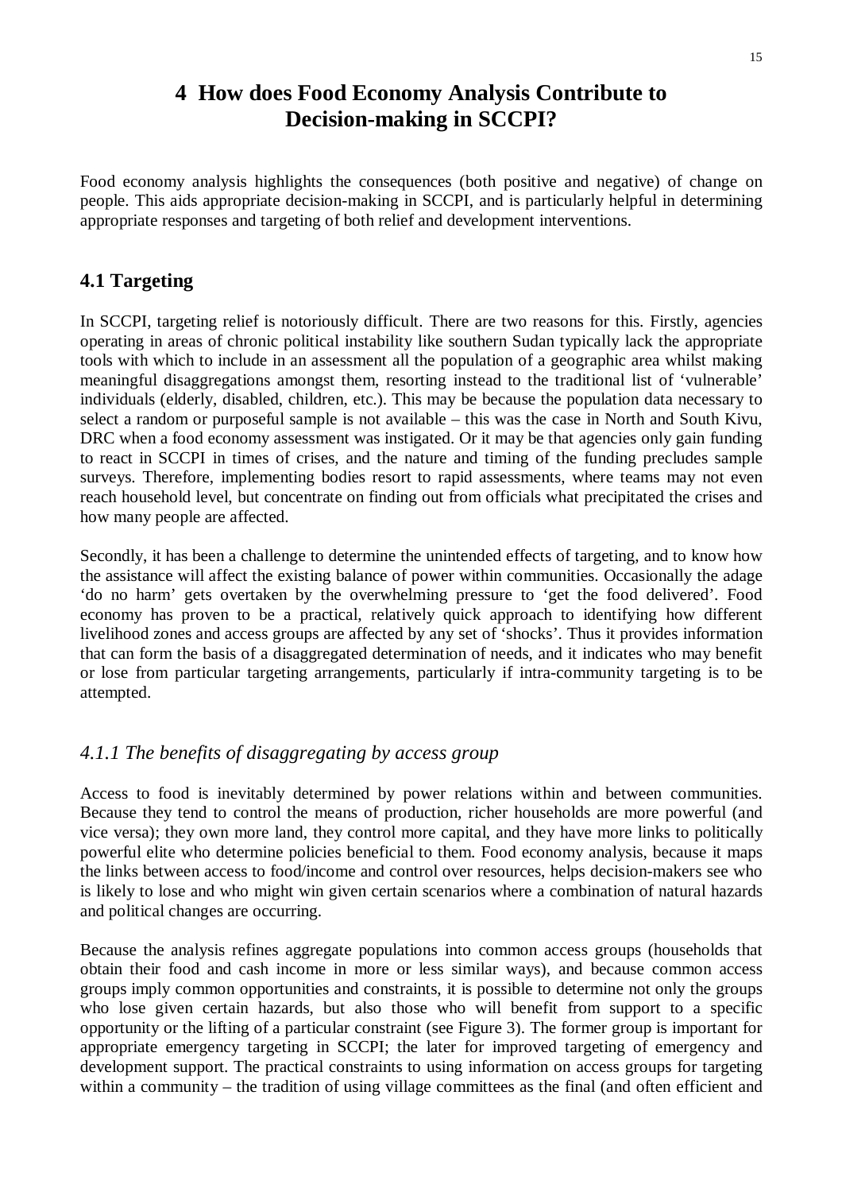# 4 How does Food Economy Analysis Contribute to Decision-making in SCCPI?

Food economy analysis highlights the consequences (both positive and negative) of change on people. This aids appropriate decision-making in SCCPI, and is particularly helpful in determining appropriate responses and targeting of both relief and development interventions.

## 4.1 Targeting

In SCCPI, targeting relief is notoriously difficult. There are two reasons for this. Firstly, agencies operating in areas of chronic political instability like southern Sudan typically lack the appropriate tools with which to include in an assessment all the population of a geographic area whilst making meaningful disaggregations amongst them, resorting instead to the traditional list of 'vulnerable' individuals (elderly, disabled, children, etc.). This may be because the population data necessary to select a random or purposeful sample is not available – this was the case in North and South Kivu, DRC when a food economy assessment was instigated. Or it may be that agencies only gain funding to react in SCCPI in times of crises, and the nature and timing of the funding precludes sample surveys. Therefore, implementing bodies resort to rapid assessments, where teams may not even reach household level, but concentrate on finding out from officials what precipitated the crises and how many people are affected.

Secondly, it has been a challenge to determine the unintended effects of targeting, and to know how the assistance will affect the existing balance of power within communities. Occasionally the adage 'do no harm' gets overtaken by the overwhelming pressure to 'get the food delivered'. Food economy has proven to be a practical, relatively quick approach to identifying how different livelihood zones and access groups are affected by any set of 'shocks'. Thus it provides information that can form the basis of a disaggregated determination of needs, and it indicates who may benefit or lose from particular targeting arrangements, particularly if intra-community targeting is to be attempted.

### *4.1.1 The benefits of disaggregating by access group*

Access to food is inevitably determined by power relations within and between communities. Because they tend to control the means of production, richer households are more powerful (and vice versa); they own more land, they control more capital, and they have more links to politically powerful elite who determine policies beneficial to them. Food economy analysis, because it maps the links between access to food/income and control over resources, helps decision-makers see who is likely to lose and who might win given certain scenarios where a combination of natural hazards and political changes are occurring.

Because the analysis refines aggregate populations into common access groups (households that obtain their food and cash income in more or less similar ways), and because common access groups imply common opportunities and constraints, it is possible to determine not only the groups who lose given certain hazards, but also those who will benefit from support to a specific opportunity or the lifting of a particular constraint (see Figure 3). The former group is important for appropriate emergency targeting in SCCPI; the later for improved targeting of emergency and development support. The practical constraints to using information on access groups for targeting within a community – the tradition of using village committees as the final (and often efficient and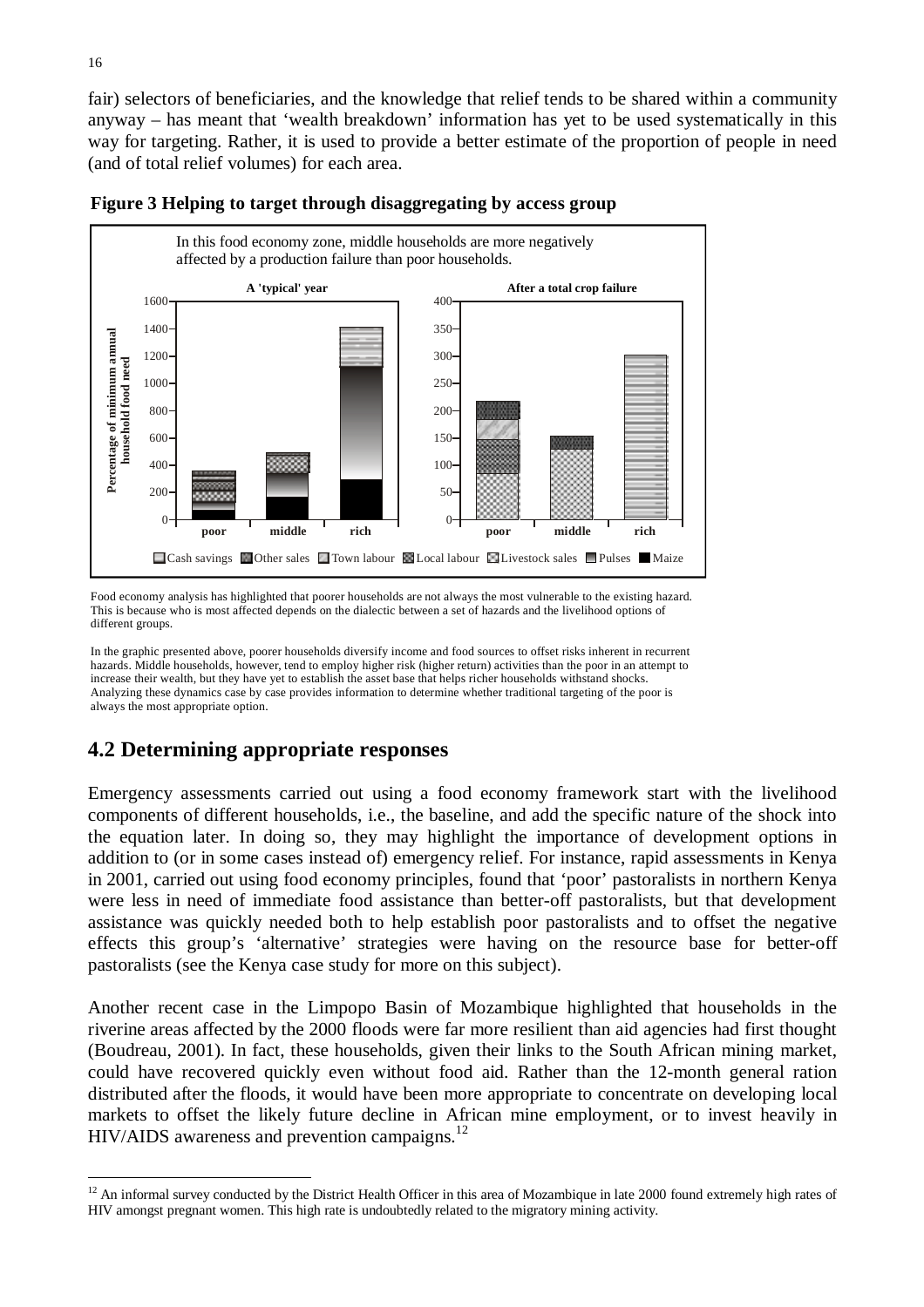fair) selectors of beneficiaries, and the knowledge that relief tends to be shared within a community anyway – has meant that 'wealth breakdown' information has yet to be used systematically in this way for targeting. Rather, it is used to provide a better estimate of the proportion of people in need (and of total relief volumes) for each area.

**Figure 3 Helping to target through disaggregating by access group**

In this food economy zone, middle households are more negatively affected by a production failure than poor households.

A 'typical' year | After a total crop failure

Percentage of minimum annual household food need

Cash savings, Other sales, Town labour, Local labour, Livestock sales, Pulses, Maize

Food economy analysis has highlighted that poorer households are not always the most vulnerable to the existing hazard. This is because who is most affected depends on the dialectic between a set of hazards and the livelihood options of different groups.

In the graphic presented above, poorer households diversify income and food sources to offset risks inherent in recurrent hazards. Middle households, however, tend to employ higher risk (higher return) activities than the poor in an attempt to increase their wealth, but they have yet to establish the asset base that helps richer households withstand shocks. Analyzing these dynamics case by case provides information to determine whether traditional targeting of the poor is always the most appropriate option.

## 4.2 Determining appropriate responses

Emergency assessments carried out using a food economy framework start with the livelihood components of different households, i.e., the baseline, and add the specific nature of the shock into the equation later. In doing so, they may highlight the importance of development options in addition to (or in some cases instead of) emergency relief. For instance, rapid assessments in Kenya in 2001, carried out using food economy principles, found that 'poor' pastoralists in northern Kenya were less in need of immediate food assistance than better-off pastoralists, but that development assistance was quickly needed both to help establish poor pastoralists and to offset the negative effects this group's 'alternative' strategies were having on the resource base for better-off pastoralists (see the Kenya case study for more on this subject).

Another recent case in the Limpopo Basin of Mozambique highlighted that households in the riverine areas affected by the 2000 floods were far more resilient than aid agencies had first thought (Boudreau, 2001). In fact, these households, given their links to the South African mining market, could have recovered quickly even without food aid. Rather than the 12-month general ration distributed after the floods, it would have been more appropriate to concentrate on developing local markets to offset the likely future decline in African mine employment, or to invest heavily in HIV/AIDS awareness and prevention campaigns.[12]

[12] An informal survey conducted by the District Health Officer in this area of Mozambique in late 2000 found extremely high rates of HIV amongst pregnant women. This high rate is undoubtedly related to the migratory mining activity.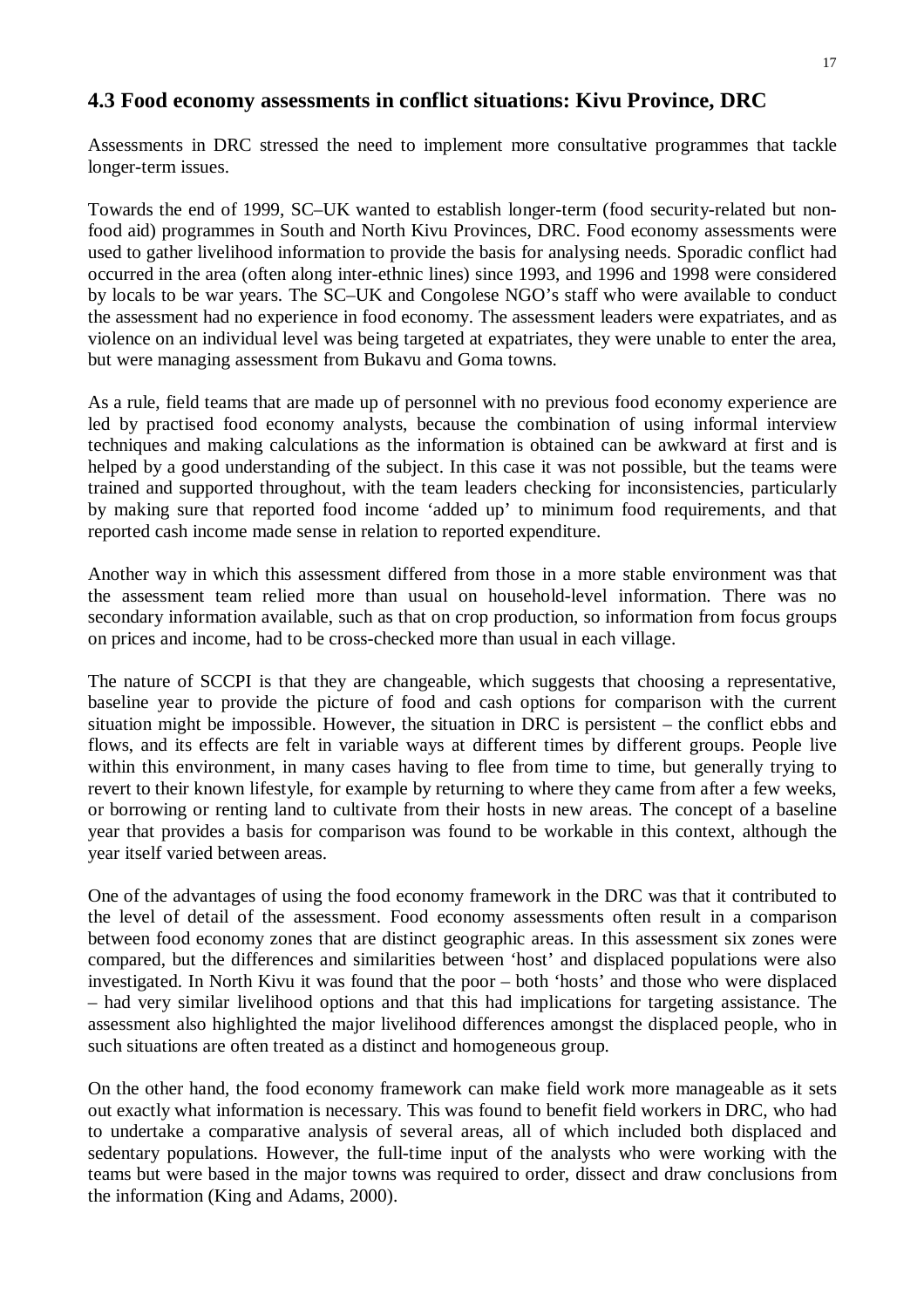## 4.3 Food economy assessments in conflict situations: Kivu Province, DRC

Assessments in DRC stressed the need to implement more consultative programmes that tackle longer-term issues.

Towards the end of 1999, SC–UK wanted to establish longer-term (food security-related but non-food aid) programmes in South and North Kivu Provinces, DRC. Food economy assessments were used to gather livelihood information to provide the basis for analysing needs. Sporadic conflict had occurred in the area (often along inter-ethnic lines) since 1993, and 1996 and 1998 were considered by locals to be war years. The SC–UK and Congolese NGO's staff who were available to conduct the assessment had no experience in food economy. The assessment leaders were expatriates, and as violence on an individual level was being targeted at expatriates, they were unable to enter the area, but were managing assessment from Bukavu and Goma towns.

As a rule, field teams that are made up of personnel with no previous food economy experience are led by practised food economy analysts, because the combination of using informal interview techniques and making calculations as the information is obtained can be awkward at first and is helped by a good understanding of the subject. In this case it was not possible, but the teams were trained and supported throughout, with the team leaders checking for inconsistencies, particularly by making sure that reported food income 'added up' to minimum food requirements, and that reported cash income made sense in relation to reported expenditure.

Another way in which this assessment differed from those in a more stable environment was that the assessment team relied more than usual on household-level information. There was no secondary information available, such as that on crop production, so information from focus groups on prices and income, had to be cross-checked more than usual in each village.

The nature of SCCPI is that they are changeable, which suggests that choosing a representative, baseline year to provide the picture of food and cash options for comparison with the current situation might be impossible. However, the situation in DRC is persistent – the conflict ebbs and flows, and its effects are felt in variable ways at different times by different groups. People live within this environment, in many cases having to flee from time to time, but generally trying to revert to their known lifestyle, for example by returning to where they came from after a few weeks, or borrowing or renting land to cultivate from their hosts in new areas. The concept of a baseline year that provides a basis for comparison was found to be workable in this context, although the year itself varied between areas.

One of the advantages of using the food economy framework in the DRC was that it contributed to the level of detail of the assessment. Food economy assessments often result in a comparison between food economy zones that are distinct geographic areas. In this assessment six zones were compared, but the differences and similarities between 'host' and displaced populations were also investigated. In North Kivu it was found that the poor – both 'hosts' and those who were displaced – had very similar livelihood options and that this had implications for targeting assistance. The assessment also highlighted the major livelihood differences amongst the displaced people, who in such situations are often treated as a distinct and homogeneous group.

On the other hand, the food economy framework can make field work more manageable as it sets out exactly what information is necessary. This was found to benefit field workers in DRC, who had to undertake a comparative analysis of several areas, all of which included both displaced and sedentary populations. However, the full-time input of the analysts who were working with the teams but were based in the major towns was required to order, dissect and draw conclusions from the information (King and Adams, 2000).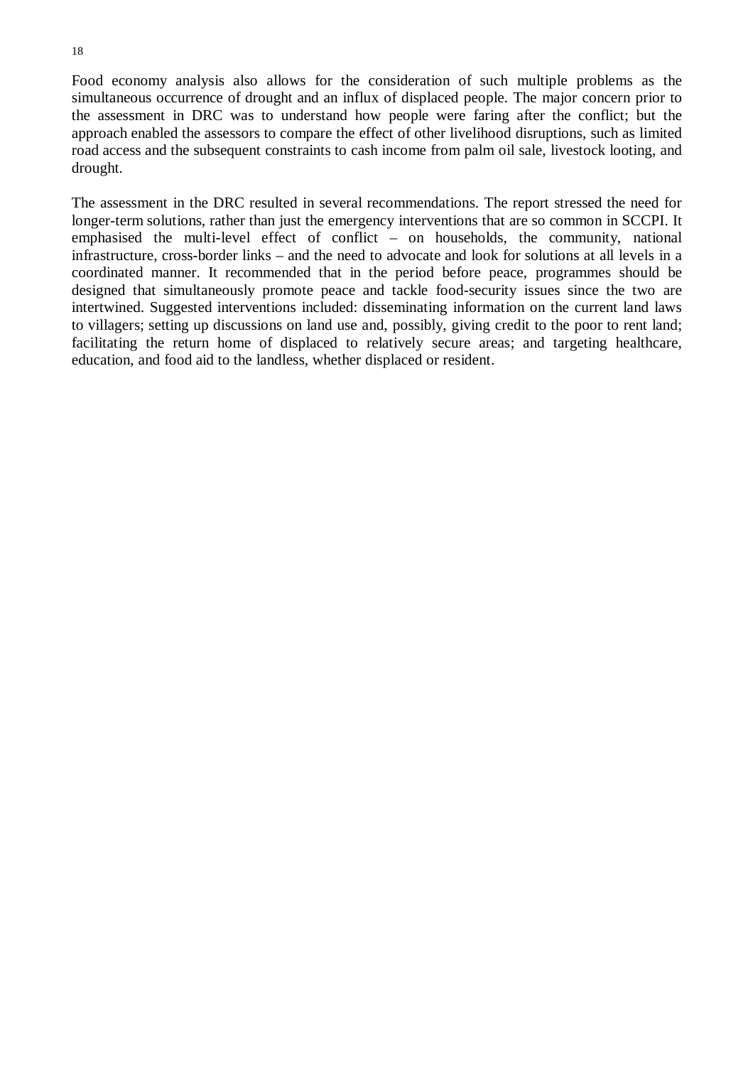Food economy analysis also allows for the consideration of such multiple problems as the simultaneous occurrence of drought and an influx of displaced people. The major concern prior to the assessment in DRC was to understand how people were faring after the conflict; but the approach enabled the assessors to compare the effect of other livelihood disruptions, such as limited road access and the subsequent constraints to cash income from palm oil sale, livestock looting, and drought.

The assessment in the DRC resulted in several recommendations. The report stressed the need for longer-term solutions, rather than just the emergency interventions that are so common in SCCPI. It emphasised the multi-level effect of conflict – on households, the community, national infrastructure, cross-border links – and the need to advocate and look for solutions at all levels in a coordinated manner. It recommended that in the period before peace, programmes should be designed that simultaneously promote peace and tackle food-security issues since the two are intertwined. Suggested interventions included: disseminating information on the current land laws to villagers; setting up discussions on land use and, possibly, giving credit to the poor to rent land; facilitating the return home of displaced to relatively secure areas; and targeting healthcare, education, and food aid to the landless, whether displaced or resident.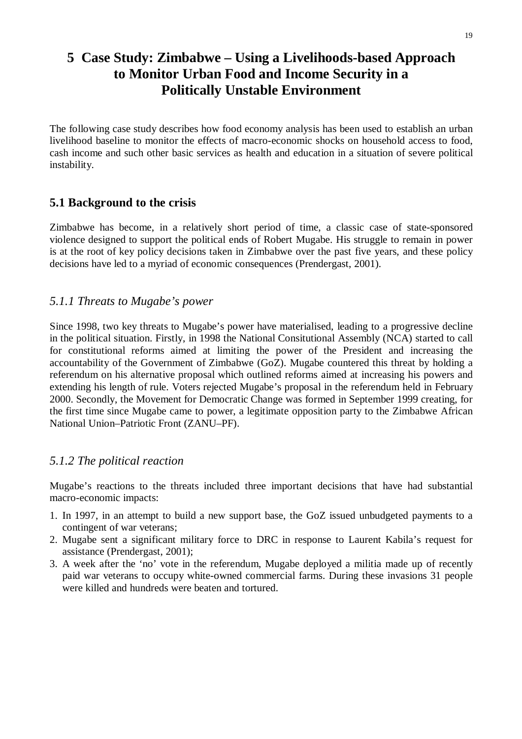# 5 Case Study: Zimbabwe – Using a Livelihoods-based Approach to Monitor Urban Food and Income Security in a Politically Unstable Environment

The following case study describes how food economy analysis has been used to establish an urban livelihood baseline to monitor the effects of macro-economic shocks on household access to food, cash income and such other basic services as health and education in a situation of severe political instability.

## 5.1 Background to the crisis

Zimbabwe has become, in a relatively short period of time, a classic case of state-sponsored violence designed to support the political ends of Robert Mugabe. His struggle to remain in power is at the root of key policy decisions taken in Zimbabwe over the past five years, and these policy decisions have led to a myriad of economic consequences (Prendergast, 2001).

### *5.1.1 Threats to Mugabe's power*

Since 1998, two key threats to Mugabe's power have materialised, leading to a progressive decline in the political situation. Firstly, in 1998 the National Consitutional Assembly (NCA) started to call for constitutional reforms aimed at limiting the power of the President and increasing the accountability of the Government of Zimbabwe (GoZ). Mugabe countered this threat by holding a referendum on his alternative proposal which outlined reforms aimed at increasing his powers and extending his length of rule. Voters rejected Mugabe's proposal in the referendum held in February 2000. Secondly, the Movement for Democratic Change was formed in September 1999 creating, for the first time since Mugabe came to power, a legitimate opposition party to the Zimbabwe African National Union–Patriotic Front (ZANU–PF).

### *5.1.2 The political reaction*

Mugabe's reactions to the threats included three important decisions that have had substantial macro-economic impacts:

1. In 1997, in an attempt to build a new support base, the GoZ issued unbudgeted payments to a contingent of war veterans;
2. Mugabe sent a significant military force to DRC in response to Laurent Kabila's request for assistance (Prendergast, 2001);
3. A week after the 'no' vote in the referendum, Mugabe deployed a militia made up of recently paid war veterans to occupy white-owned commercial farms. During these invasions 31 people were killed and hundreds were beaten and tortured.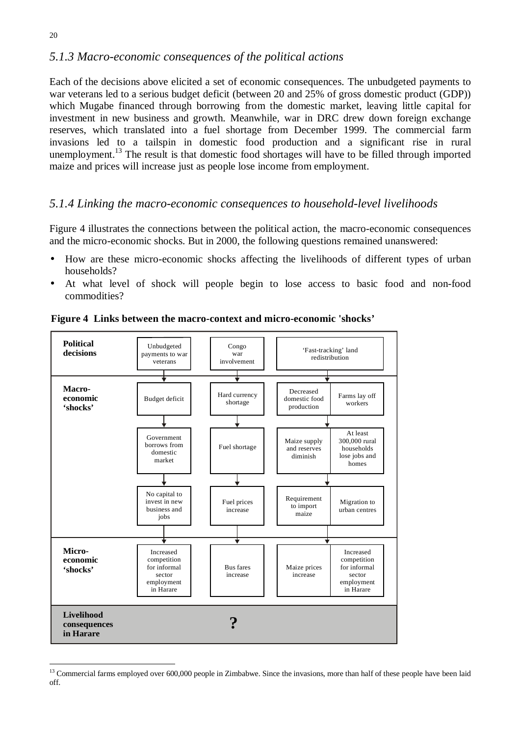### *5.1.3 Macro-economic consequences of the political actions*

Each of the decisions above elicited a set of economic consequences. The unbudgeted payments to war veterans led to a serious budget deficit (between 20 and 25% of gross domestic product (GDP)) which Mugabe financed through borrowing from the domestic market, leaving little capital for investment in new business and growth. Meanwhile, war in DRC drew down foreign exchange reserves, which translated into a fuel shortage from December 1999. The commercial farm invasions led to a tailspin in domestic food production and a significant rise in rural unemployment.[13] The result is that domestic food shortages will have to be filled through imported maize and prices will increase just as people lose income from employment.

### *5.1.4 Linking the macro-economic consequences to household-level livelihoods*

Figure 4 illustrates the connections between the political action, the macro-economic consequences and the micro-economic shocks. But in 2000, the following questions remained unanswered:

- How are these micro-economic shocks affecting the livelihoods of different types of urban households?
- At what level of shock will people begin to lose access to basic food and non-food commodities?

**Figure 4 Links between the macro-context and micro-economic 'shocks'**

| | | | | |
|---|---|---|---|---|
| **Political decisions** | Unbudgeted payments to war veterans | Congo war involvement | 'Fast-tracking' land redistribution | |
| **Macro-economic 'shocks'** | Budget deficit | Hard currency shortage | Decreased domestic food production | Farms lay off workers |
| | Government borrows from domestic market | Fuel shortage | Maize supply and reserves diminish | At least 300,000 rural households lose jobs and homes |
| | No capital to invest in new business and jobs | Fuel prices increase | Requirement to import maize | Migration to urban centres |
| **Micro-economic 'shocks'** | Increased competition for informal sector employment in Harare | Bus fares increase | Maize prices increase | Increased competition for informal sector employment in Harare |
| **Livelihood consequences in Harare** | ? | | | |

---

[13] Commercial farms employed over 600,000 people in Zimbabwe. Since the invasions, more than half of these people have been laid off.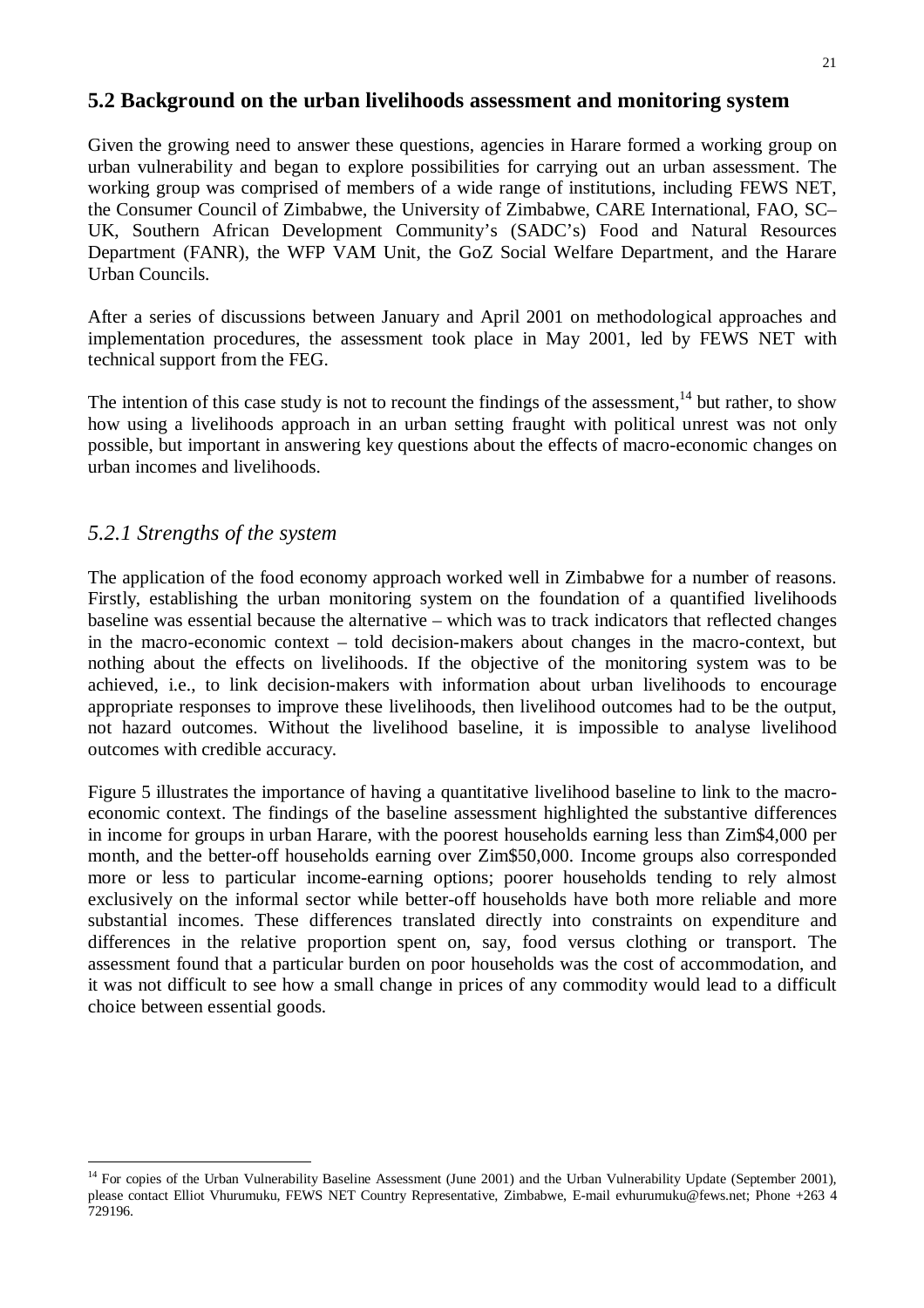## 5.2 Background on the urban livelihoods assessment and monitoring system

Given the growing need to answer these questions, agencies in Harare formed a working group on urban vulnerability and began to explore possibilities for carrying out an urban assessment. The working group was comprised of members of a wide range of institutions, including FEWS NET, the Consumer Council of Zimbabwe, the University of Zimbabwe, CARE International, FAO, SC–UK, Southern African Development Community's (SADC's) Food and Natural Resources Department (FANR), the WFP VAM Unit, the GoZ Social Welfare Department, and the Harare Urban Councils.

After a series of discussions between January and April 2001 on methodological approaches and implementation procedures, the assessment took place in May 2001, led by FEWS NET with technical support from the FEG.

The intention of this case study is not to recount the findings of the assessment,[14] but rather, to show how using a livelihoods approach in an urban setting fraught with political unrest was not only possible, but important in answering key questions about the effects of macro-economic changes on urban incomes and livelihoods.

### *5.2.1 Strengths of the system*

The application of the food economy approach worked well in Zimbabwe for a number of reasons. Firstly, establishing the urban monitoring system on the foundation of a quantified livelihoods baseline was essential because the alternative – which was to track indicators that reflected changes in the macro-economic context – told decision-makers about changes in the macro-context, but nothing about the effects on livelihoods. If the objective of the monitoring system was to be achieved, i.e., to link decision-makers with information about urban livelihoods to encourage appropriate responses to improve these livelihoods, then livelihood outcomes had to be the output, not hazard outcomes. Without the livelihood baseline, it is impossible to analyse livelihood outcomes with credible accuracy.

Figure 5 illustrates the importance of having a quantitative livelihood baseline to link to the macro-economic context. The findings of the baseline assessment highlighted the substantive differences in income for groups in urban Harare, with the poorest households earning less than Zim$4,000 per month, and the better-off households earning over Zim$50,000. Income groups also corresponded more or less to particular income-earning options; poorer households tending to rely almost exclusively on the informal sector while better-off households have both more reliable and more substantial incomes. These differences translated directly into constraints on expenditure and differences in the relative proportion spent on, say, food versus clothing or transport. The assessment found that a particular burden on poor households was the cost of accommodation, and it was not difficult to see how a small change in prices of any commodity would lead to a difficult choice between essential goods.

[14] For copies of the Urban Vulnerability Baseline Assessment (June 2001) and the Urban Vulnerability Update (September 2001), please contact Elliot Vhurumuku, FEWS NET Country Representative, Zimbabwe, E-mail evhurumuku@fews.net; Phone +263 4 729196.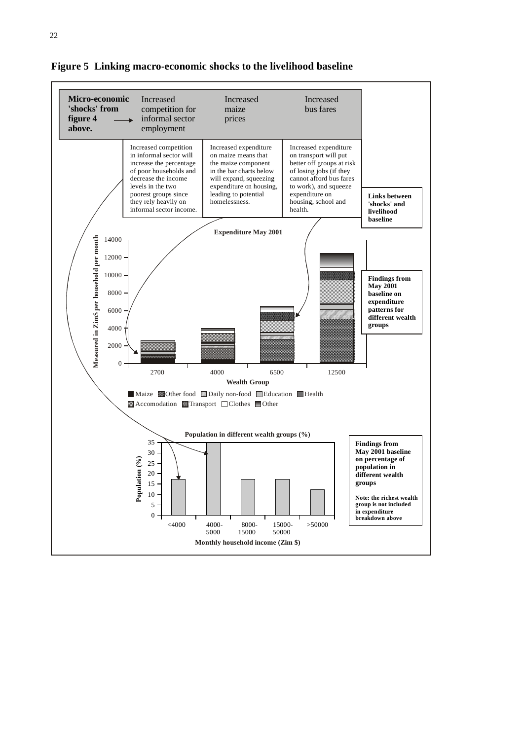**Figure 5 Linking macro-economic shocks to the livelihood baseline**

| **Micro-economic 'shocks' from figure 4 above.** → | Increased competition for informal sector employment | Increased maize prices | Increased bus fares |
|---|---|---|---|
| | Increased competition in informal sector will increase the percentage of poor households and decrease the income levels in the two poorest groups since they rely heavily on informal sector income. | Increased expenditure on maize means that the maize component in the bar charts below will expand, squeezing expenditure on housing, leading to potential homelessness. | Increased expenditure on transport will put better off groups at risk of losing jobs (if they cannot afford bus fares to work), and squeeze expenditure on housing, school and health. |

**Links between 'shocks' and livelihood baseline**

**Expenditure May 2001**

Measured in Zim$ per household per month: 0, 2000, 4000, 6000, 8000, 10000, 12000, 14000

Wealth Group: 2700, 4000, 6500, 12500

Maize, Other food, Daily non-food, Education, Health, Accomodation, Transport, Clothes, Other

**Findings from May 2001 baseline on expenditure patterns for different wealth groups**

**Population in different wealth groups (%)**

Population (%): 0, 5, 10, 15, 20, 25, 30, 35

Monthly household income (Zim $): <4000, 4000-5000, 8000-15000, 15000-50000, >50000

**Findings from May 2001 baseline on percentage of population in different wealth groups**

**Note: the richest wealth group is not included in expenditure breakdown above**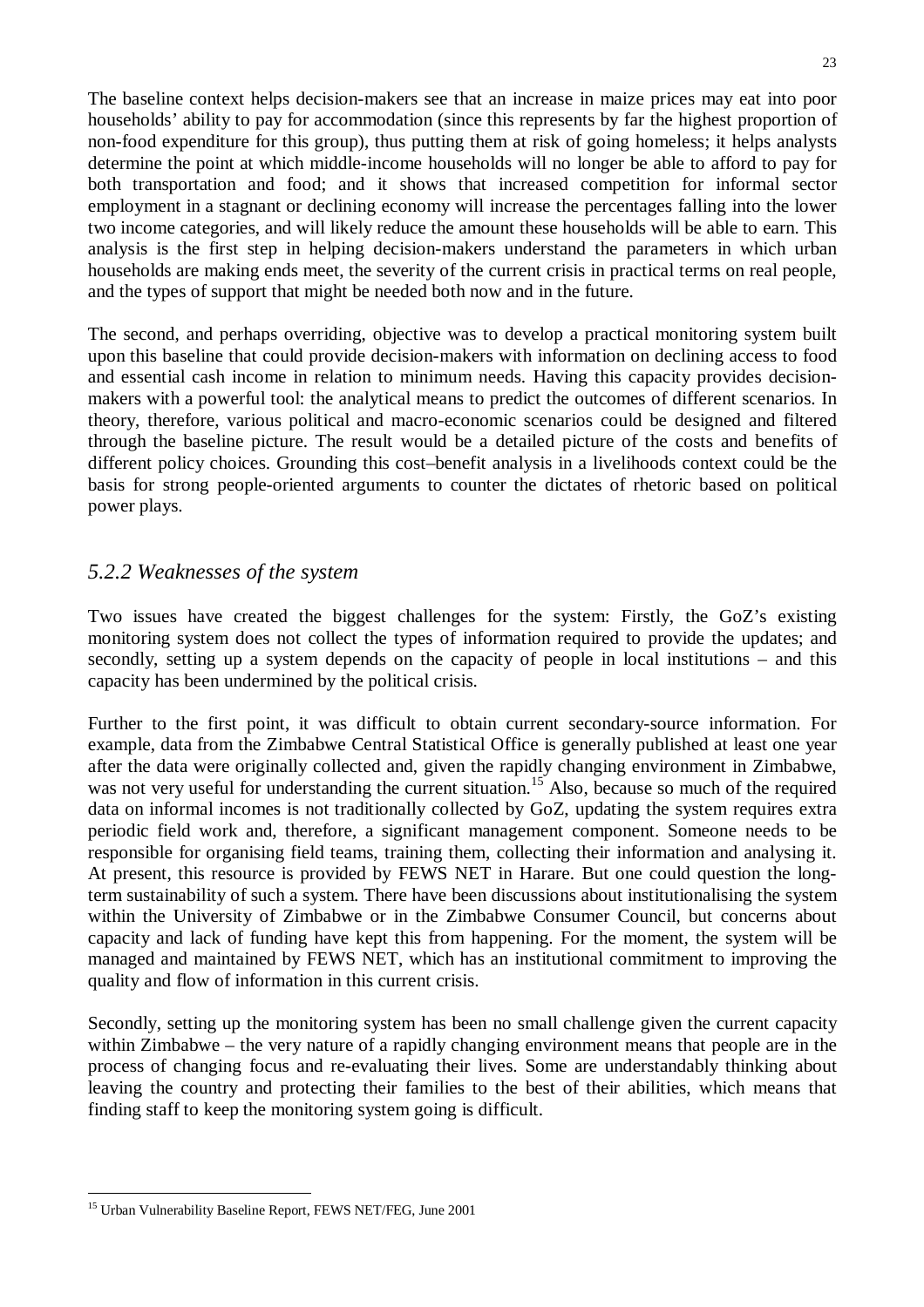The baseline context helps decision-makers see that an increase in maize prices may eat into poor households' ability to pay for accommodation (since this represents by far the highest proportion of non-food expenditure for this group), thus putting them at risk of going homeless; it helps analysts determine the point at which middle-income households will no longer be able to afford to pay for both transportation and food; and it shows that increased competition for informal sector employment in a stagnant or declining economy will increase the percentages falling into the lower two income categories, and will likely reduce the amount these households will be able to earn. This analysis is the first step in helping decision-makers understand the parameters in which urban households are making ends meet, the severity of the current crisis in practical terms on real people, and the types of support that might be needed both now and in the future.

The second, and perhaps overriding, objective was to develop a practical monitoring system built upon this baseline that could provide decision-makers with information on declining access to food and essential cash income in relation to minimum needs. Having this capacity provides decision-makers with a powerful tool: the analytical means to predict the outcomes of different scenarios. In theory, therefore, various political and macro-economic scenarios could be designed and filtered through the baseline picture. The result would be a detailed picture of the costs and benefits of different policy choices. Grounding this cost–benefit analysis in a livelihoods context could be the basis for strong people-oriented arguments to counter the dictates of rhetoric based on political power plays.

### *5.2.2 Weaknesses of the system*

Two issues have created the biggest challenges for the system: Firstly, the GoZ's existing monitoring system does not collect the types of information required to provide the updates; and secondly, setting up a system depends on the capacity of people in local institutions – and this capacity has been undermined by the political crisis.

Further to the first point, it was difficult to obtain current secondary-source information. For example, data from the Zimbabwe Central Statistical Office is generally published at least one year after the data were originally collected and, given the rapidly changing environment in Zimbabwe, was not very useful for understanding the current situation.[15] Also, because so much of the required data on informal incomes is not traditionally collected by GoZ, updating the system requires extra periodic field work and, therefore, a significant management component. Someone needs to be responsible for organising field teams, training them, collecting their information and analysing it. At present, this resource is provided by FEWS NET in Harare. But one could question the long-term sustainability of such a system. There have been discussions about institutionalising the system within the University of Zimbabwe or in the Zimbabwe Consumer Council, but concerns about capacity and lack of funding have kept this from happening. For the moment, the system will be managed and maintained by FEWS NET, which has an institutional commitment to improving the quality and flow of information in this current crisis.

Secondly, setting up the monitoring system has been no small challenge given the current capacity within Zimbabwe – the very nature of a rapidly changing environment means that people are in the process of changing focus and re-evaluating their lives. Some are understandably thinking about leaving the country and protecting their families to the best of their abilities, which means that finding staff to keep the monitoring system going is difficult.

---

[15] Urban Vulnerability Baseline Report, FEWS NET/FEG, June 2001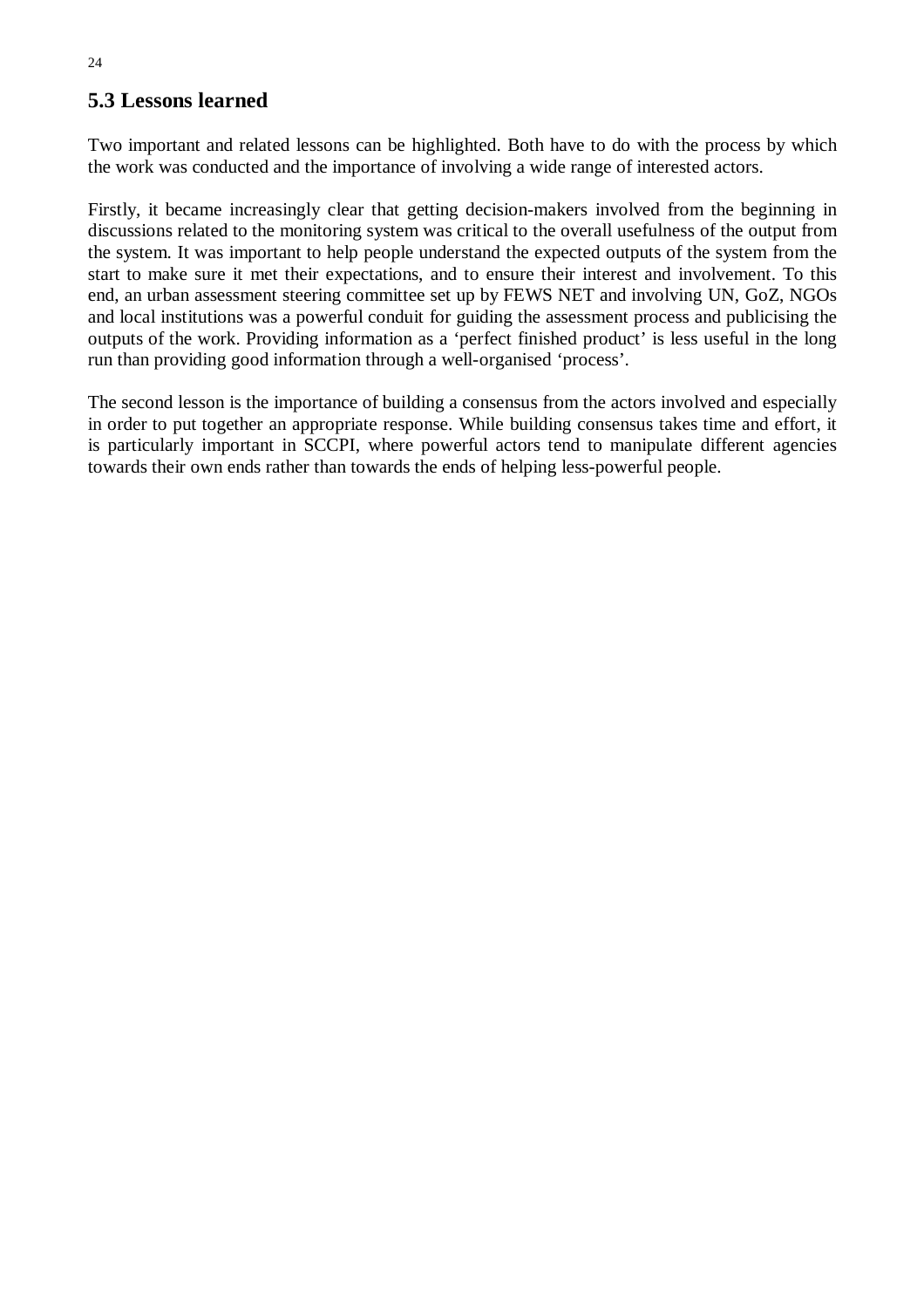## 5.3 Lessons learned

Two important and related lessons can be highlighted. Both have to do with the process by which the work was conducted and the importance of involving a wide range of interested actors.

Firstly, it became increasingly clear that getting decision-makers involved from the beginning in discussions related to the monitoring system was critical to the overall usefulness of the output from the system. It was important to help people understand the expected outputs of the system from the start to make sure it met their expectations, and to ensure their interest and involvement. To this end, an urban assessment steering committee set up by FEWS NET and involving UN, GoZ, NGOs and local institutions was a powerful conduit for guiding the assessment process and publicising the outputs of the work. Providing information as a 'perfect finished product' is less useful in the long run than providing good information through a well-organised 'process'.

The second lesson is the importance of building a consensus from the actors involved and especially in order to put together an appropriate response. While building consensus takes time and effort, it is particularly important in SCCPI, where powerful actors tend to manipulate different agencies towards their own ends rather than towards the ends of helping less-powerful people.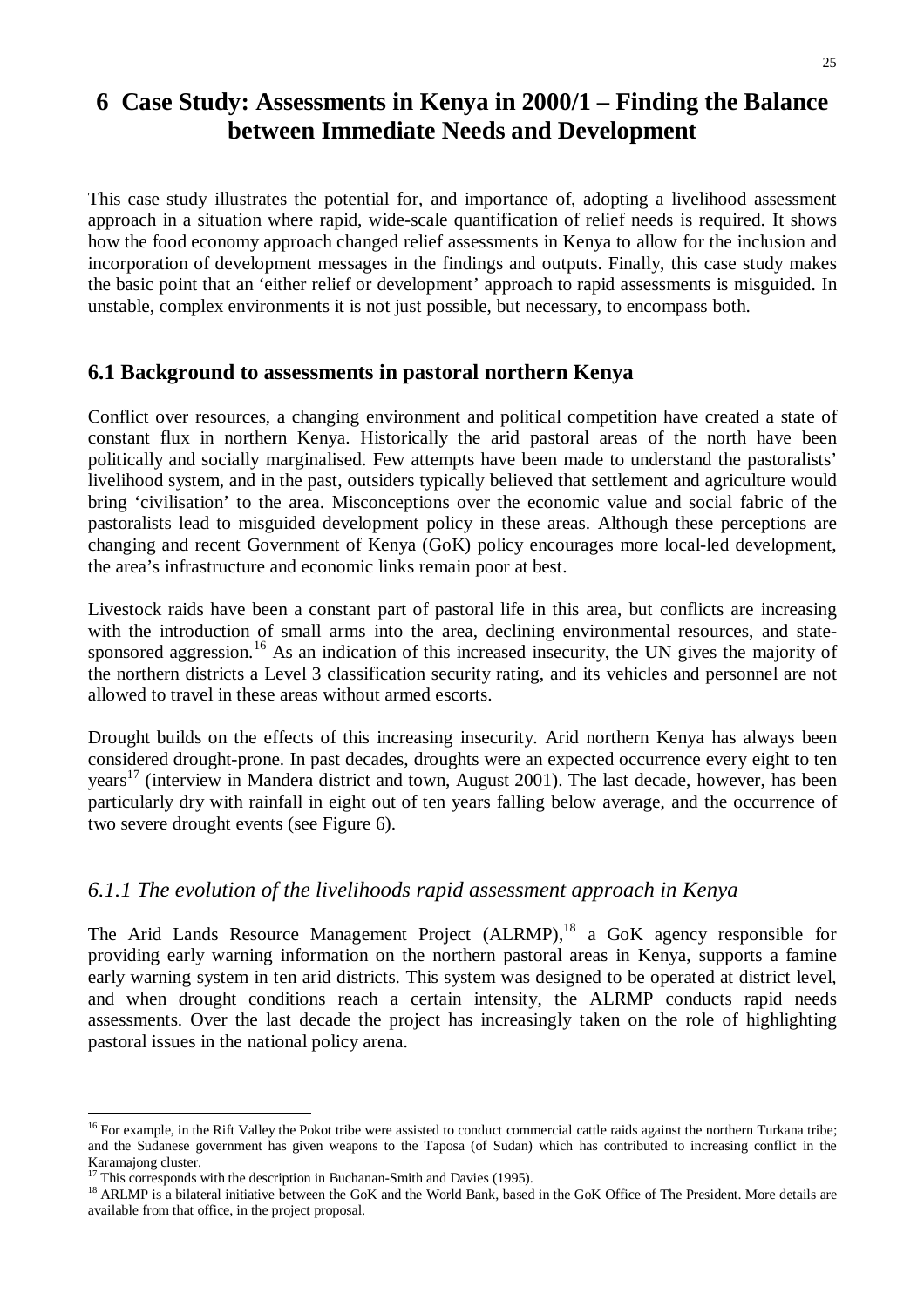# 6 Case Study: Assessments in Kenya in 2000/1 – Finding the Balance between Immediate Needs and Development

This case study illustrates the potential for, and importance of, adopting a livelihood assessment approach in a situation where rapid, wide-scale quantification of relief needs is required. It shows how the food economy approach changed relief assessments in Kenya to allow for the inclusion and incorporation of development messages in the findings and outputs. Finally, this case study makes the basic point that an 'either relief or development' approach to rapid assessments is misguided. In unstable, complex environments it is not just possible, but necessary, to encompass both.

## 6.1 Background to assessments in pastoral northern Kenya

Conflict over resources, a changing environment and political competition have created a state of constant flux in northern Kenya. Historically the arid pastoral areas of the north have been politically and socially marginalised. Few attempts have been made to understand the pastoralists' livelihood system, and in the past, outsiders typically believed that settlement and agriculture would bring 'civilisation' to the area. Misconceptions over the economic value and social fabric of the pastoralists lead to misguided development policy in these areas. Although these perceptions are changing and recent Government of Kenya (GoK) policy encourages more local-led development, the area's infrastructure and economic links remain poor at best.

Livestock raids have been a constant part of pastoral life in this area, but conflicts are increasing with the introduction of small arms into the area, declining environmental resources, and state-sponsored aggression.[16] As an indication of this increased insecurity, the UN gives the majority of the northern districts a Level 3 classification security rating, and its vehicles and personnel are not allowed to travel in these areas without armed escorts.

Drought builds on the effects of this increasing insecurity. Arid northern Kenya has always been considered drought-prone. In past decades, droughts were an expected occurrence every eight to ten years[17] (interview in Mandera district and town, August 2001). The last decade, however, has been particularly dry with rainfall in eight out of ten years falling below average, and the occurrence of two severe drought events (see Figure 6).

### *6.1.1 The evolution of the livelihoods rapid assessment approach in Kenya*

The Arid Lands Resource Management Project (ALRMP),[18] a GoK agency responsible for providing early warning information on the northern pastoral areas in Kenya, supports a famine early warning system in ten arid districts. This system was designed to be operated at district level, and when drought conditions reach a certain intensity, the ALRMP conducts rapid needs assessments. Over the last decade the project has increasingly taken on the role of highlighting pastoral issues in the national policy arena.

---

[16] For example, in the Rift Valley the Pokot tribe were assisted to conduct commercial cattle raids against the northern Turkana tribe; and the Sudanese government has given weapons to the Taposa (of Sudan) which has contributed to increasing conflict in the Karamajong cluster.

[17] This corresponds with the description in Buchanan-Smith and Davies (1995).

[18] ARLMP is a bilateral initiative between the GoK and the World Bank, based in the GoK Office of The President. More details are available from that office, in the project proposal.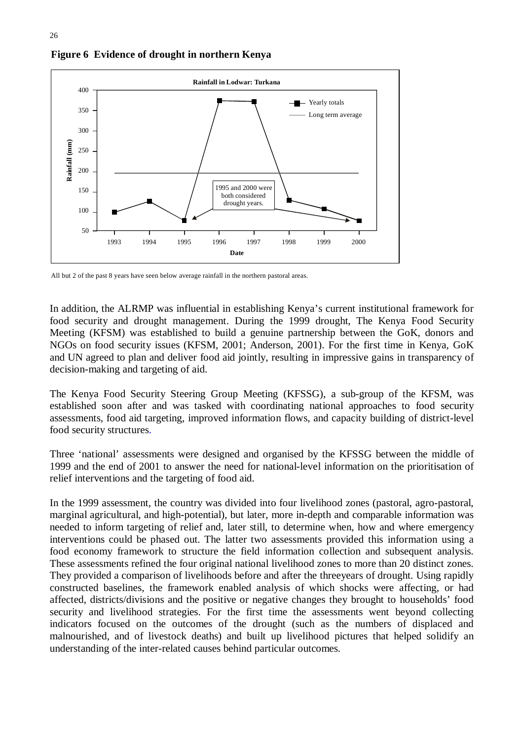**Figure 6 Evidence of drought in northern Kenya**

All but 2 of the past 8 years have seen below average rainfall in the northern pastoral areas.

In addition, the ALRMP was influential in establishing Kenya's current institutional framework for food security and drought management. During the 1999 drought, The Kenya Food Security Meeting (KFSM) was established to build a genuine partnership between the GoK, donors and NGOs on food security issues (KFSM, 2001; Anderson, 2001). For the first time in Kenya, GoK and UN agreed to plan and deliver food aid jointly, resulting in impressive gains in transparency of decision-making and targeting of aid.

The Kenya Food Security Steering Group Meeting (KFSSG), a sub-group of the KFSM, was established soon after and was tasked with coordinating national approaches to food security assessments, food aid targeting, improved information flows, and capacity building of district-level food security structures.

Three 'national' assessments were designed and organised by the KFSSG between the middle of 1999 and the end of 2001 to answer the need for national-level information on the prioritisation of relief interventions and the targeting of food aid.

In the 1999 assessment, the country was divided into four livelihood zones (pastoral, agro-pastoral, marginal agricultural, and high-potential), but later, more in-depth and comparable information was needed to inform targeting of relief and, later still, to determine when, how and where emergency interventions could be phased out. The latter two assessments provided this information using a food economy framework to structure the field information collection and subsequent analysis. These assessments refined the four original national livelihood zones to more than 20 distinct zones. They provided a comparison of livelihoods before and after the threeyears of drought. Using rapidly constructed baselines, the framework enabled analysis of which shocks were affecting, or had affected, districts/divisions and the positive or negative changes they brought to households' food security and livelihood strategies. For the first time the assessments went beyond collecting indicators focused on the outcomes of the drought (such as the numbers of displaced and malnourished, and of livestock deaths) and built up livelihood pictures that helped solidify an understanding of the inter-related causes behind particular outcomes.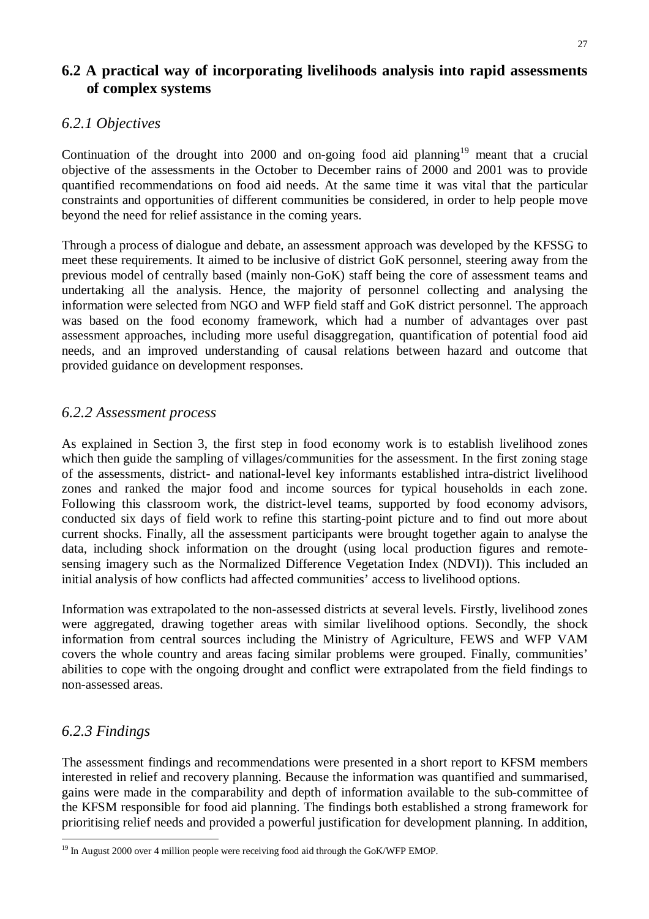## 6.2 A practical way of incorporating livelihoods analysis into rapid assessments of complex systems

### *6.2.1 Objectives*

Continuation of the drought into 2000 and on-going food aid planning[19] meant that a crucial objective of the assessments in the October to December rains of 2000 and 2001 was to provide quantified recommendations on food aid needs. At the same time it was vital that the particular constraints and opportunities of different communities be considered, in order to help people move beyond the need for relief assistance in the coming years.

Through a process of dialogue and debate, an assessment approach was developed by the KFSSG to meet these requirements. It aimed to be inclusive of district GoK personnel, steering away from the previous model of centrally based (mainly non-GoK) staff being the core of assessment teams and undertaking all the analysis. Hence, the majority of personnel collecting and analysing the information were selected from NGO and WFP field staff and GoK district personnel. The approach was based on the food economy framework, which had a number of advantages over past assessment approaches, including more useful disaggregation, quantification of potential food aid needs, and an improved understanding of causal relations between hazard and outcome that provided guidance on development responses.

### *6.2.2 Assessment process*

As explained in Section 3, the first step in food economy work is to establish livelihood zones which then guide the sampling of villages/communities for the assessment. In the first zoning stage of the assessments, district- and national-level key informants established intra-district livelihood zones and ranked the major food and income sources for typical households in each zone. Following this classroom work, the district-level teams, supported by food economy advisors, conducted six days of field work to refine this starting-point picture and to find out more about current shocks. Finally, all the assessment participants were brought together again to analyse the data, including shock information on the drought (using local production figures and remote-sensing imagery such as the Normalized Difference Vegetation Index (NDVI)). This included an initial analysis of how conflicts had affected communities' access to livelihood options.

Information was extrapolated to the non-assessed districts at several levels. Firstly, livelihood zones were aggregated, drawing together areas with similar livelihood options. Secondly, the shock information from central sources including the Ministry of Agriculture, FEWS and WFP VAM covers the whole country and areas facing similar problems were grouped. Finally, communities' abilities to cope with the ongoing drought and conflict were extrapolated from the field findings to non-assessed areas.

### *6.2.3 Findings*

The assessment findings and recommendations were presented in a short report to KFSM members interested in relief and recovery planning. Because the information was quantified and summarised, gains were made in the comparability and depth of information available to the sub-committee of the KFSM responsible for food aid planning. The findings both established a strong framework for prioritising relief needs and provided a powerful justification for development planning. In addition,

[19] In August 2000 over 4 million people were receiving food aid through the GoK/WFP EMOP.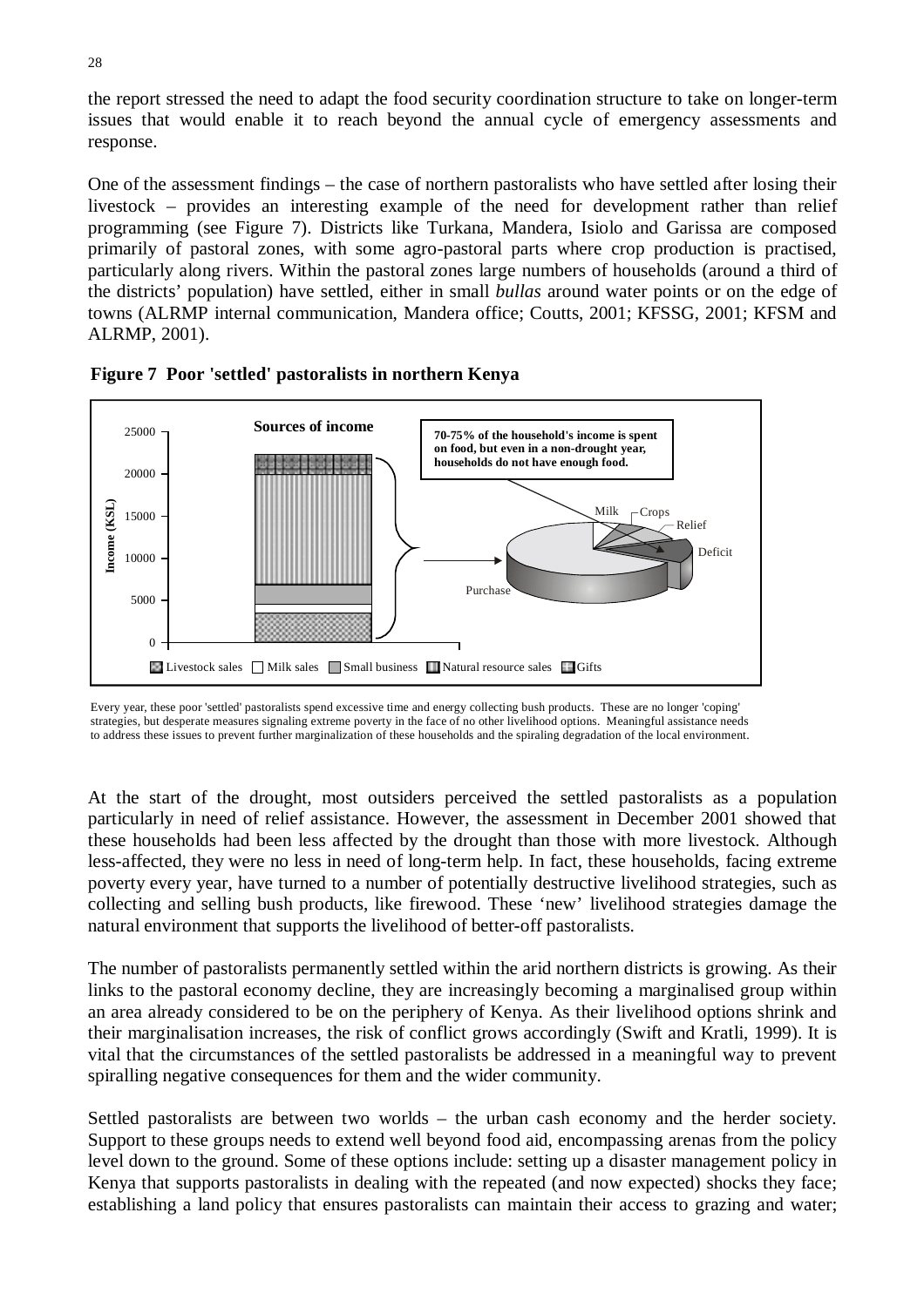the report stressed the need to adapt the food security coordination structure to take on longer-term issues that would enable it to reach beyond the annual cycle of emergency assessments and response.

One of the assessment findings – the case of northern pastoralists who have settled after losing their livestock – provides an interesting example of the need for development rather than relief programming (see Figure 7). Districts like Turkana, Mandera, Isiolo and Garissa are composed primarily of pastoral zones, with some agro-pastoral parts where crop production is practised, particularly along rivers. Within the pastoral zones large numbers of households (around a third of the districts' population) have settled, either in small *bullas* around water points or on the edge of towns (ALRMP internal communication, Mandera office; Coutts, 2001; KFSSG, 2001; KFSM and ALRMP, 2001).

**Figure 7 Poor 'settled' pastoralists in northern Kenya**

Sources of income

Income (KSL): 0, 5000, 10000, 15000, 20000, 25000

Livestock sales | Milk sales | Small business | Natural resource sales | Gifts

**70-75% of the household's income is spent on food, but even in a non-drought year, households do not have enough food.**

Milk, Crops, Relief, Deficit, Purchase

Every year, these poor 'settled' pastoralists spend excessive time and energy collecting bush products. These are no longer 'coping' strategies, but desperate measures signaling extreme poverty in the face of no other livelihood options. Meaningful assistance needs to address these issues to prevent further marginalization of these households and the spiraling degradation of the local environment.

At the start of the drought, most outsiders perceived the settled pastoralists as a population particularly in need of relief assistance. However, the assessment in December 2001 showed that these households had been less affected by the drought than those with more livestock. Although less-affected, they were no less in need of long-term help. In fact, these households, facing extreme poverty every year, have turned to a number of potentially destructive livelihood strategies, such as collecting and selling bush products, like firewood. These 'new' livelihood strategies damage the natural environment that supports the livelihood of better-off pastoralists.

The number of pastoralists permanently settled within the arid northern districts is growing. As their links to the pastoral economy decline, they are increasingly becoming a marginalised group within an area already considered to be on the periphery of Kenya. As their livelihood options shrink and their marginalisation increases, the risk of conflict grows accordingly (Swift and Kratli, 1999). It is vital that the circumstances of the settled pastoralists be addressed in a meaningful way to prevent spiralling negative consequences for them and the wider community.

Settled pastoralists are between two worlds – the urban cash economy and the herder society. Support to these groups needs to extend well beyond food aid, encompassing arenas from the policy level down to the ground. Some of these options include: setting up a disaster management policy in Kenya that supports pastoralists in dealing with the repeated (and now expected) shocks they face; establishing a land policy that ensures pastoralists can maintain their access to grazing and water;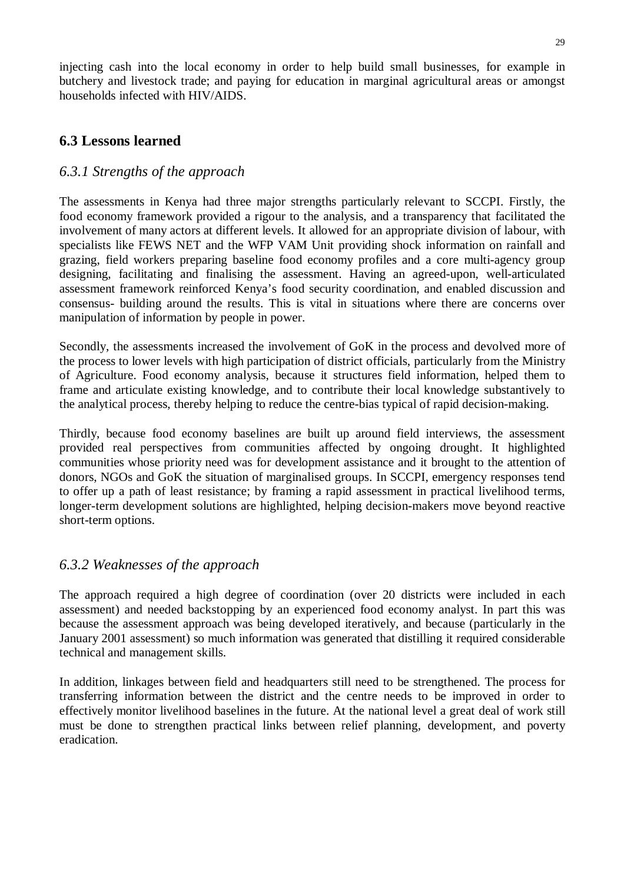injecting cash into the local economy in order to help build small businesses, for example in butchery and livestock trade; and paying for education in marginal agricultural areas or amongst households infected with HIV/AIDS.

## 6.3 Lessons learned

### *6.3.1 Strengths of the approach*

The assessments in Kenya had three major strengths particularly relevant to SCCPI. Firstly, the food economy framework provided a rigour to the analysis, and a transparency that facilitated the involvement of many actors at different levels. It allowed for an appropriate division of labour, with specialists like FEWS NET and the WFP VAM Unit providing shock information on rainfall and grazing, field workers preparing baseline food economy profiles and a core multi-agency group designing, facilitating and finalising the assessment. Having an agreed-upon, well-articulated assessment framework reinforced Kenya's food security coordination, and enabled discussion and consensus- building around the results. This is vital in situations where there are concerns over manipulation of information by people in power.

Secondly, the assessments increased the involvement of GoK in the process and devolved more of the process to lower levels with high participation of district officials, particularly from the Ministry of Agriculture. Food economy analysis, because it structures field information, helped them to frame and articulate existing knowledge, and to contribute their local knowledge substantively to the analytical process, thereby helping to reduce the centre-bias typical of rapid decision-making.

Thirdly, because food economy baselines are built up around field interviews, the assessment provided real perspectives from communities affected by ongoing drought. It highlighted communities whose priority need was for development assistance and it brought to the attention of donors, NGOs and GoK the situation of marginalised groups. In SCCPI, emergency responses tend to offer up a path of least resistance; by framing a rapid assessment in practical livelihood terms, longer-term development solutions are highlighted, helping decision-makers move beyond reactive short-term options.

### *6.3.2 Weaknesses of the approach*

The approach required a high degree of coordination (over 20 districts were included in each assessment) and needed backstopping by an experienced food economy analyst. In part this was because the assessment approach was being developed iteratively, and because (particularly in the January 2001 assessment) so much information was generated that distilling it required considerable technical and management skills.

In addition, linkages between field and headquarters still need to be strengthened. The process for transferring information between the district and the centre needs to be improved in order to effectively monitor livelihood baselines in the future. At the national level a great deal of work still must be done to strengthen practical links between relief planning, development, and poverty eradication.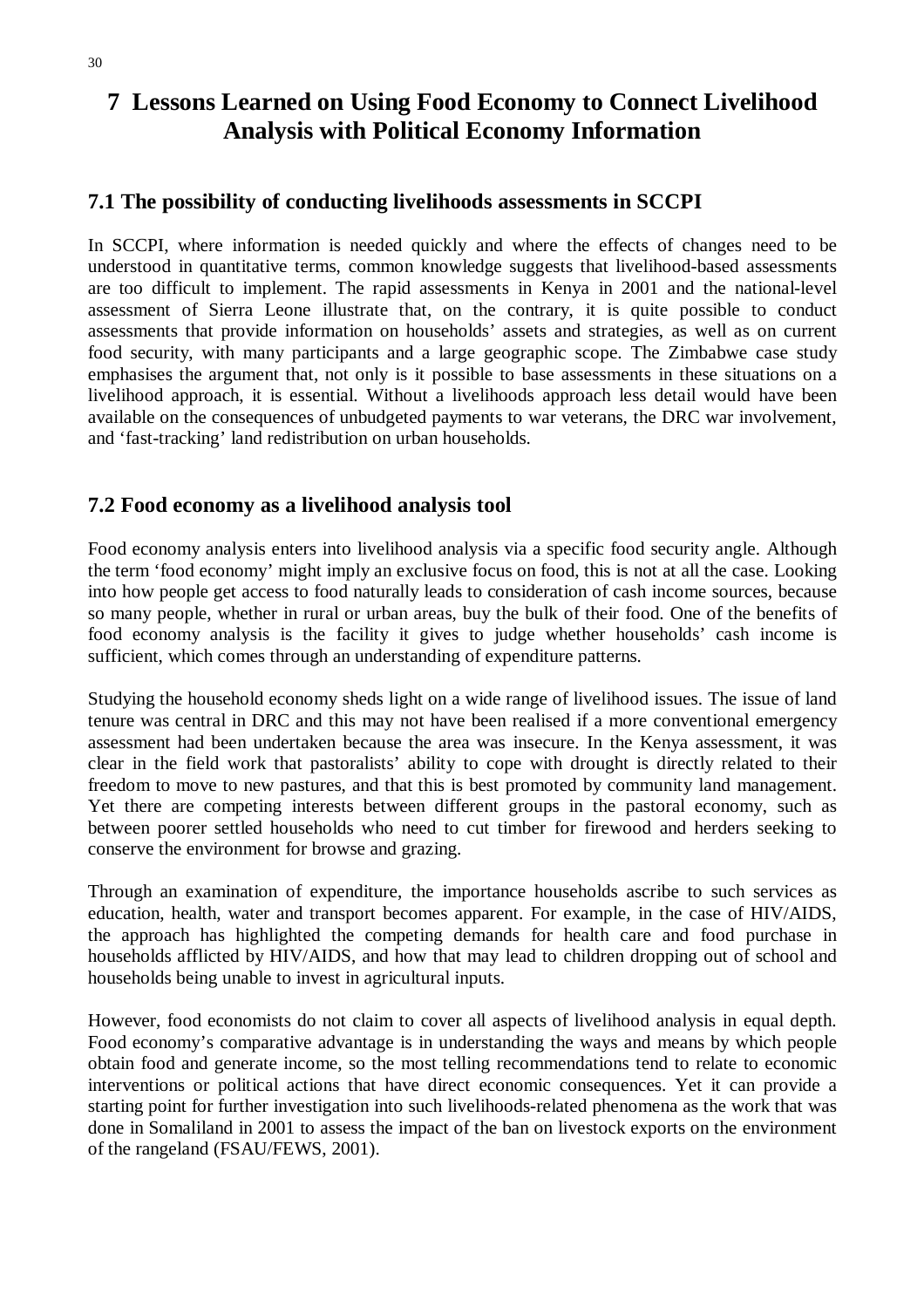# 7 Lessons Learned on Using Food Economy to Connect Livelihood Analysis with Political Economy Information

## 7.1 The possibility of conducting livelihoods assessments in SCCPI

In SCCPI, where information is needed quickly and where the effects of changes need to be understood in quantitative terms, common knowledge suggests that livelihood-based assessments are too difficult to implement. The rapid assessments in Kenya in 2001 and the national-level assessment of Sierra Leone illustrate that, on the contrary, it is quite possible to conduct assessments that provide information on households' assets and strategies, as well as on current food security, with many participants and a large geographic scope. The Zimbabwe case study emphasises the argument that, not only is it possible to base assessments in these situations on a livelihood approach, it is essential. Without a livelihoods approach less detail would have been available on the consequences of unbudgeted payments to war veterans, the DRC war involvement, and 'fast-tracking' land redistribution on urban households.

## 7.2 Food economy as a livelihood analysis tool

Food economy analysis enters into livelihood analysis via a specific food security angle. Although the term 'food economy' might imply an exclusive focus on food, this is not at all the case. Looking into how people get access to food naturally leads to consideration of cash income sources, because so many people, whether in rural or urban areas, buy the bulk of their food. One of the benefits of food economy analysis is the facility it gives to judge whether households' cash income is sufficient, which comes through an understanding of expenditure patterns.

Studying the household economy sheds light on a wide range of livelihood issues. The issue of land tenure was central in DRC and this may not have been realised if a more conventional emergency assessment had been undertaken because the area was insecure. In the Kenya assessment, it was clear in the field work that pastoralists' ability to cope with drought is directly related to their freedom to move to new pastures, and that this is best promoted by community land management. Yet there are competing interests between different groups in the pastoral economy, such as between poorer settled households who need to cut timber for firewood and herders seeking to conserve the environment for browse and grazing.

Through an examination of expenditure, the importance households ascribe to such services as education, health, water and transport becomes apparent. For example, in the case of HIV/AIDS, the approach has highlighted the competing demands for health care and food purchase in households afflicted by HIV/AIDS, and how that may lead to children dropping out of school and households being unable to invest in agricultural inputs.

However, food economists do not claim to cover all aspects of livelihood analysis in equal depth. Food economy's comparative advantage is in understanding the ways and means by which people obtain food and generate income, so the most telling recommendations tend to relate to economic interventions or political actions that have direct economic consequences. Yet it can provide a starting point for further investigation into such livelihoods-related phenomena as the work that was done in Somaliland in 2001 to assess the impact of the ban on livestock exports on the environment of the rangeland (FSAU/FEWS, 2001).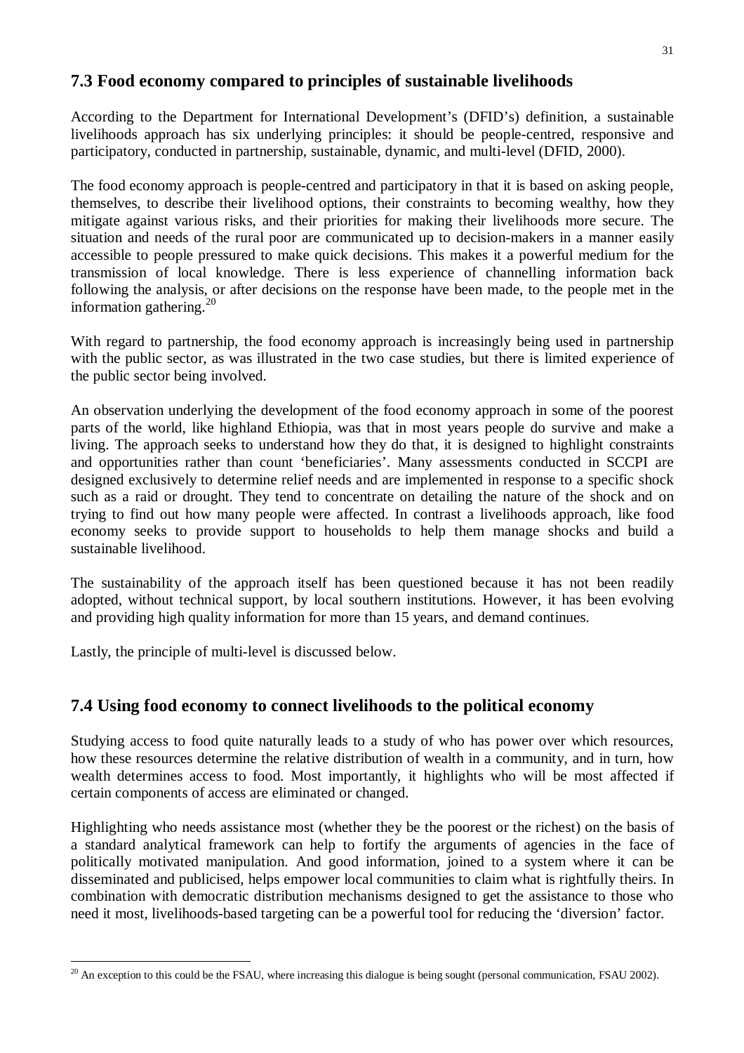## 7.3 Food economy compared to principles of sustainable livelihoods

According to the Department for International Development's (DFID's) definition, a sustainable livelihoods approach has six underlying principles: it should be people-centred, responsive and participatory, conducted in partnership, sustainable, dynamic, and multi-level (DFID, 2000).

The food economy approach is people-centred and participatory in that it is based on asking people, themselves, to describe their livelihood options, their constraints to becoming wealthy, how they mitigate against various risks, and their priorities for making their livelihoods more secure. The situation and needs of the rural poor are communicated up to decision-makers in a manner easily accessible to people pressured to make quick decisions. This makes it a powerful medium for the transmission of local knowledge. There is less experience of channelling information back following the analysis, or after decisions on the response have been made, to the people met in the information gathering.[20]

With regard to partnership, the food economy approach is increasingly being used in partnership with the public sector, as was illustrated in the two case studies, but there is limited experience of the public sector being involved.

An observation underlying the development of the food economy approach in some of the poorest parts of the world, like highland Ethiopia, was that in most years people do survive and make a living. The approach seeks to understand how they do that, it is designed to highlight constraints and opportunities rather than count 'beneficiaries'. Many assessments conducted in SCCPI are designed exclusively to determine relief needs and are implemented in response to a specific shock such as a raid or drought. They tend to concentrate on detailing the nature of the shock and on trying to find out how many people were affected. In contrast a livelihoods approach, like food economy seeks to provide support to households to help them manage shocks and build a sustainable livelihood.

The sustainability of the approach itself has been questioned because it has not been readily adopted, without technical support, by local southern institutions. However, it has been evolving and providing high quality information for more than 15 years, and demand continues.

Lastly, the principle of multi-level is discussed below.

## 7.4 Using food economy to connect livelihoods to the political economy

Studying access to food quite naturally leads to a study of who has power over which resources, how these resources determine the relative distribution of wealth in a community, and in turn, how wealth determines access to food. Most importantly, it highlights who will be most affected if certain components of access are eliminated or changed.

Highlighting who needs assistance most (whether they be the poorest or the richest) on the basis of a standard analytical framework can help to fortify the arguments of agencies in the face of politically motivated manipulation. And good information, joined to a system where it can be disseminated and publicised, helps empower local communities to claim what is rightfully theirs. In combination with democratic distribution mechanisms designed to get the assistance to those who need it most, livelihoods-based targeting can be a powerful tool for reducing the 'diversion' factor.

---

[20] An exception to this could be the FSAU, where increasing this dialogue is being sought (personal communication, FSAU 2002).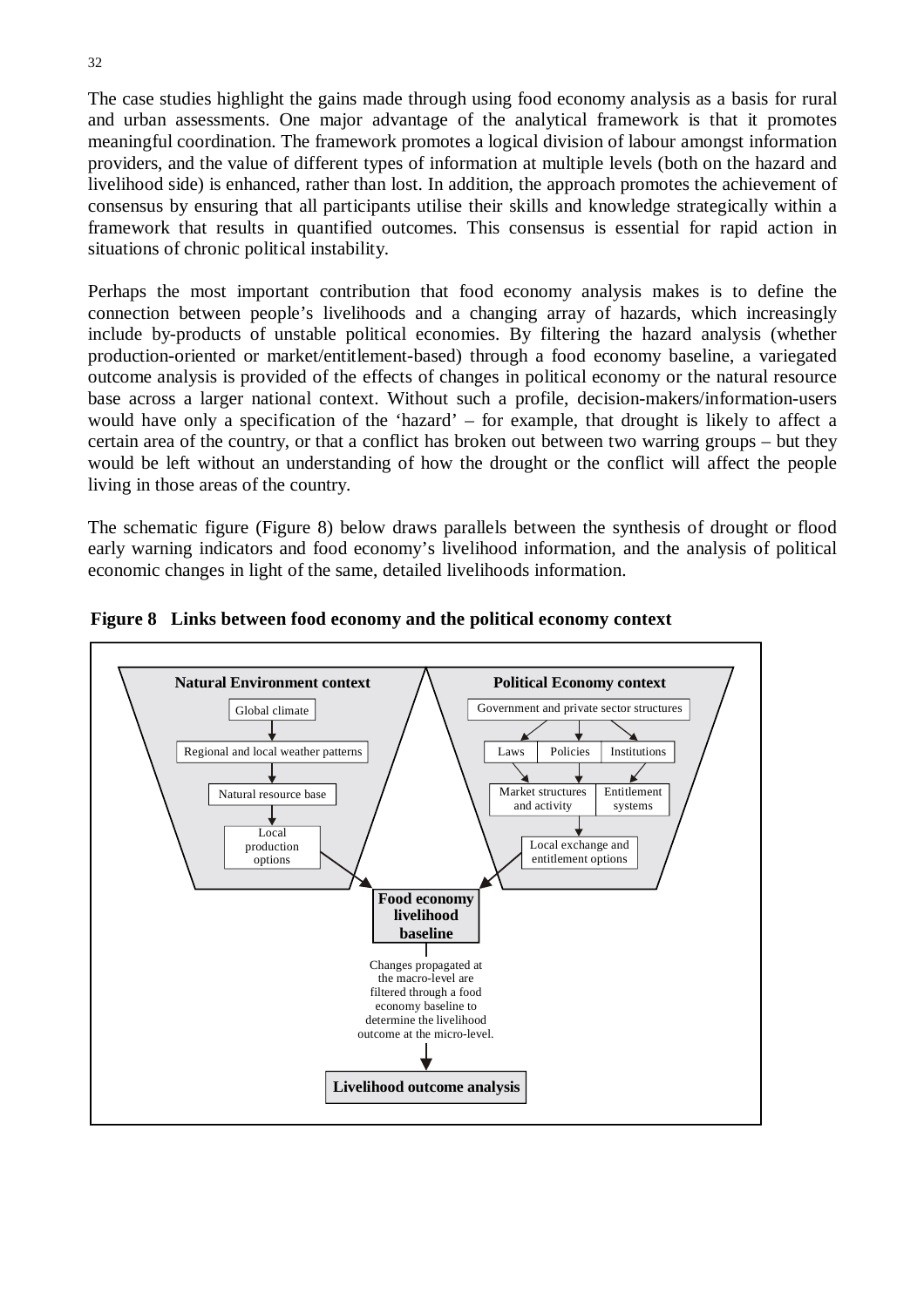The case studies highlight the gains made through using food economy analysis as a basis for rural and urban assessments. One major advantage of the analytical framework is that it promotes meaningful coordination. The framework promotes a logical division of labour amongst information providers, and the value of different types of information at multiple levels (both on the hazard and livelihood side) is enhanced, rather than lost. In addition, the approach promotes the achievement of consensus by ensuring that all participants utilise their skills and knowledge strategically within a framework that results in quantified outcomes. This consensus is essential for rapid action in situations of chronic political instability.

Perhaps the most important contribution that food economy analysis makes is to define the connection between people's livelihoods and a changing array of hazards, which increasingly include by-products of unstable political economies. By filtering the hazard analysis (whether production-oriented or market/entitlement-based) through a food economy baseline, a variegated outcome analysis is provided of the effects of changes in political economy or the natural resource base across a larger national context. Without such a profile, decision-makers/information-users would have only a specification of the 'hazard' – for example, that drought is likely to affect a certain area of the country, or that a conflict has broken out between two warring groups – but they would be left without an understanding of how the drought or the conflict will affect the people living in those areas of the country.

The schematic figure (Figure 8) below draws parallels between the synthesis of drought or flood early warning indicators and food economy's livelihood information, and the analysis of political economic changes in light of the same, detailed livelihoods information.

**Figure 8 Links between food economy and the political economy context**

**Natural Environment context**

Global climate → Regional and local weather patterns → Natural resource base → Local production options

**Political Economy context**

Government and private sector structures → Laws | Policies | Institutions → Market structures and activity | Entitlement systems → Local exchange and entitlement options

**Food economy livelihood baseline**

Changes propagated at the macro-level are filtered through a food economy baseline to determine the livelihood outcome at the micro-level.

**Livelihood outcome analysis**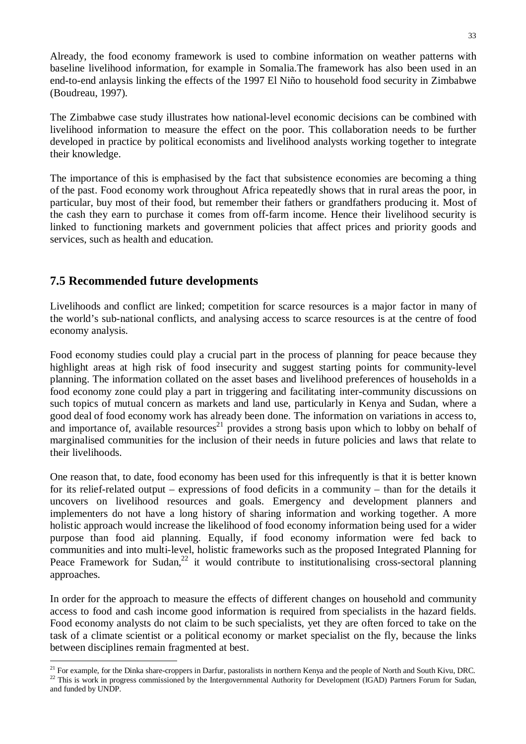Already, the food economy framework is used to combine information on weather patterns with baseline livelihood information, for example in Somalia.The framework has also been used in an end-to-end anlaysis linking the effects of the 1997 El Niño to household food security in Zimbabwe (Boudreau, 1997).

The Zimbabwe case study illustrates how national-level economic decisions can be combined with livelihood information to measure the effect on the poor. This collaboration needs to be further developed in practice by political economists and livelihood analysts working together to integrate their knowledge.

The importance of this is emphasised by the fact that subsistence economies are becoming a thing of the past. Food economy work throughout Africa repeatedly shows that in rural areas the poor, in particular, buy most of their food, but remember their fathers or grandfathers producing it. Most of the cash they earn to purchase it comes from off-farm income. Hence their livelihood security is linked to functioning markets and government policies that affect prices and priority goods and services, such as health and education.

## 7.5 Recommended future developments

Livelihoods and conflict are linked; competition for scarce resources is a major factor in many of the world's sub-national conflicts, and analysing access to scarce resources is at the centre of food economy analysis.

Food economy studies could play a crucial part in the process of planning for peace because they highlight areas at high risk of food insecurity and suggest starting points for community-level planning. The information collated on the asset bases and livelihood preferences of households in a food economy zone could play a part in triggering and facilitating inter-community discussions on such topics of mutual concern as markets and land use, particularly in Kenya and Sudan, where a good deal of food economy work has already been done. The information on variations in access to, and importance of, available resources[21] provides a strong basis upon which to lobby on behalf of marginalised communities for the inclusion of their needs in future policies and laws that relate to their livelihoods.

One reason that, to date, food economy has been used for this infrequently is that it is better known for its relief-related output – expressions of food deficits in a community – than for the details it uncovers on livelihood resources and goals. Emergency and development planners and implementers do not have a long history of sharing information and working together. A more holistic approach would increase the likelihood of food economy information being used for a wider purpose than food aid planning. Equally, if food economy information were fed back to communities and into multi-level, holistic frameworks such as the proposed Integrated Planning for Peace Framework for Sudan,[22] it would contribute to institutionalising cross-sectoral planning approaches.

In order for the approach to measure the effects of different changes on household and community access to food and cash income good information is required from specialists in the hazard fields. Food economy analysts do not claim to be such specialists, yet they are often forced to take on the task of a climate scientist or a political economy or market specialist on the fly, because the links between disciplines remain fragmented at best.

[21] For example, for the Dinka share-croppers in Darfur, pastoralists in northern Kenya and the people of North and South Kivu, DRC.

[22] This is work in progress commissioned by the Intergovernmental Authority for Development (IGAD) Partners Forum for Sudan, and funded by UNDP.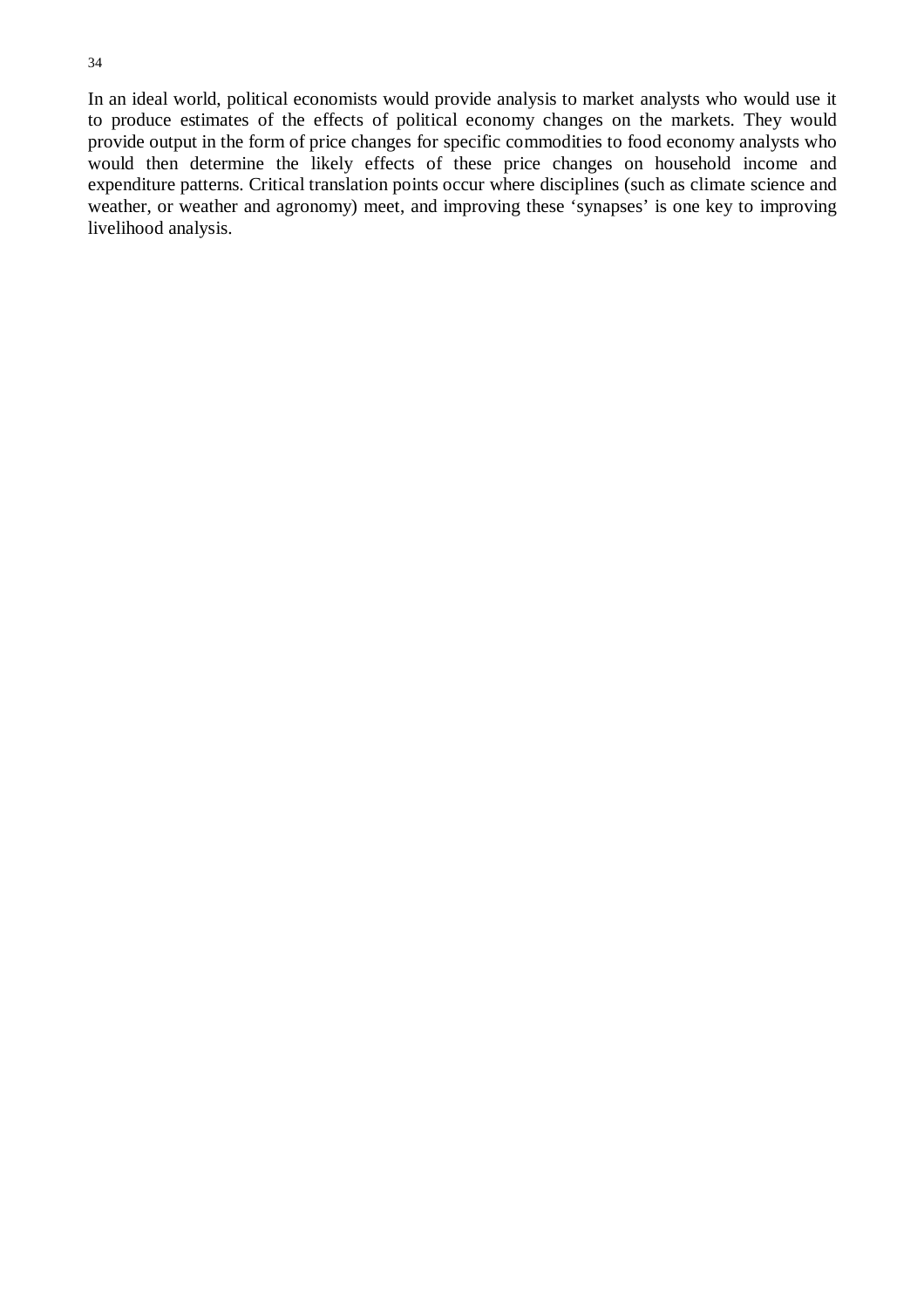In an ideal world, political economists would provide analysis to market analysts who would use it to produce estimates of the effects of political economy changes on the markets. They would provide output in the form of price changes for specific commodities to food economy analysts who would then determine the likely effects of these price changes on household income and expenditure patterns. Critical translation points occur where disciplines (such as climate science and weather, or weather and agronomy) meet, and improving these 'synapses' is one key to improving livelihood analysis.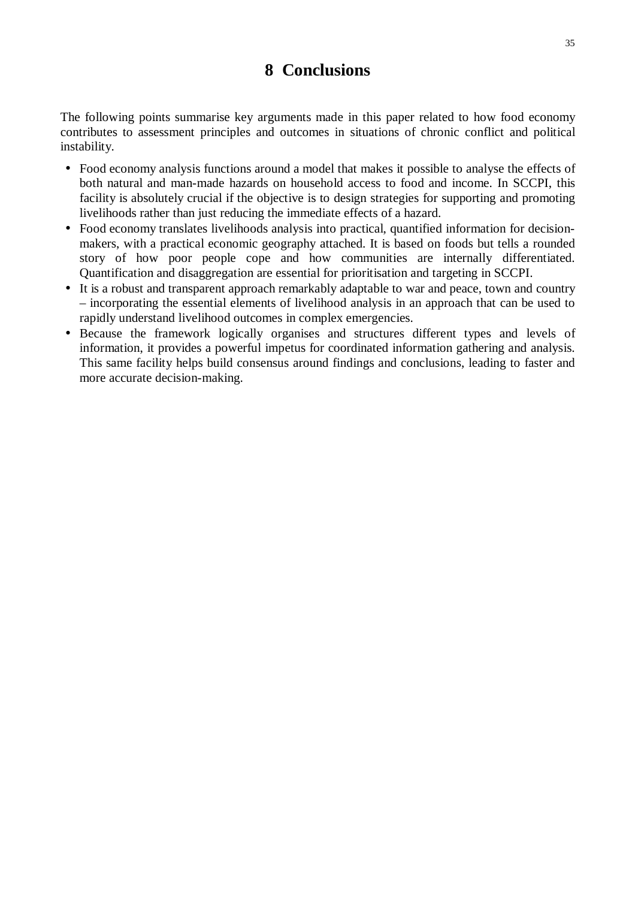# 8 Conclusions

The following points summarise key arguments made in this paper related to how food economy contributes to assessment principles and outcomes in situations of chronic conflict and political instability.

- Food economy analysis functions around a model that makes it possible to analyse the effects of both natural and man-made hazards on household access to food and income. In SCCPI, this facility is absolutely crucial if the objective is to design strategies for supporting and promoting livelihoods rather than just reducing the immediate effects of a hazard.
- Food economy translates livelihoods analysis into practical, quantified information for decision-makers, with a practical economic geography attached. It is based on foods but tells a rounded story of how poor people cope and how communities are internally differentiated. Quantification and disaggregation are essential for prioritisation and targeting in SCCPI.
- It is a robust and transparent approach remarkably adaptable to war and peace, town and country – incorporating the essential elements of livelihood analysis in an approach that can be used to rapidly understand livelihood outcomes in complex emergencies.
- Because the framework logically organises and structures different types and levels of information, it provides a powerful impetus for coordinated information gathering and analysis. This same facility helps build consensus around findings and conclusions, leading to faster and more accurate decision-making.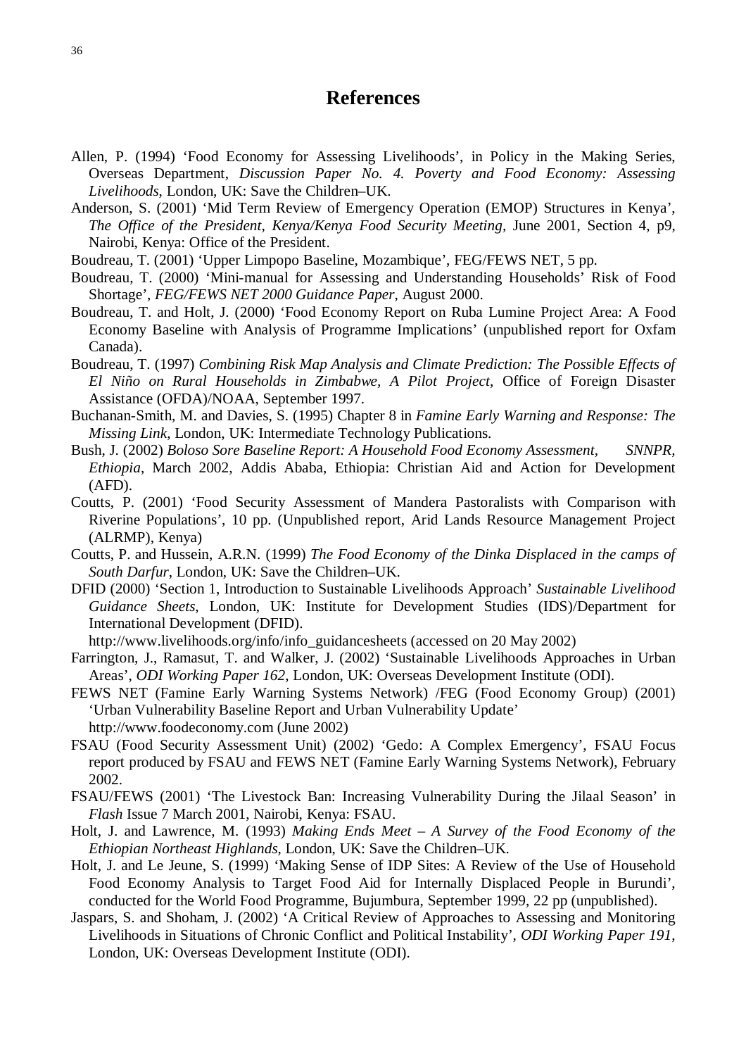# References

Allen, P. (1994) 'Food Economy for Assessing Livelihoods', in Policy in the Making Series, Overseas Department, *Discussion Paper No. 4. Poverty and Food Economy: Assessing Livelihoods*, London, UK: Save the Children–UK.

Anderson, S. (2001) 'Mid Term Review of Emergency Operation (EMOP) Structures in Kenya', *The Office of the President, Kenya/Kenya Food Security Meeting*, June 2001, Section 4, p9, Nairobi, Kenya: Office of the President.

Boudreau, T. (2001) 'Upper Limpopo Baseline, Mozambique', FEG/FEWS NET, 5 pp.

Boudreau, T. (2000) 'Mini-manual for Assessing and Understanding Households' Risk of Food Shortage', *FEG/FEWS NET 2000 Guidance Paper*, August 2000.

Boudreau, T. and Holt, J. (2000) 'Food Economy Report on Ruba Lumine Project Area: A Food Economy Baseline with Analysis of Programme Implications' (unpublished report for Oxfam Canada).

Boudreau, T. (1997) *Combining Risk Map Analysis and Climate Prediction: The Possible Effects of El Niño on Rural Households in Zimbabwe, A Pilot Project*, Office of Foreign Disaster Assistance (OFDA)/NOAA, September 1997.

Buchanan-Smith, M. and Davies, S. (1995) Chapter 8 in *Famine Early Warning and Response: The Missing Link*, London, UK: Intermediate Technology Publications.

Bush, J. (2002) *Boloso Sore Baseline Report: A Household Food Economy Assessment, SNNPR, Ethiopia*, March 2002, Addis Ababa, Ethiopia: Christian Aid and Action for Development (AFD).

Coutts, P. (2001) 'Food Security Assessment of Mandera Pastoralists with Comparison with Riverine Populations', 10 pp. (Unpublished report, Arid Lands Resource Management Project (ALRMP), Kenya)

Coutts, P. and Hussein, A.R.N. (1999) *The Food Economy of the Dinka Displaced in the camps of South Darfur*, London, UK: Save the Children–UK.

DFID (2000) 'Section 1, Introduction to Sustainable Livelihoods Approach' *Sustainable Livelihood Guidance Sheets*, London, UK: Institute for Development Studies (IDS)/Department for International Development (DFID).
http://www.livelihoods.org/info/info_guidancesheets (accessed on 20 May 2002)

Farrington, J., Ramasut, T. and Walker, J. (2002) 'Sustainable Livelihoods Approaches in Urban Areas', *ODI Working Paper 162*, London, UK: Overseas Development Institute (ODI).

FEWS NET (Famine Early Warning Systems Network) /FEG (Food Economy Group) (2001) 'Urban Vulnerability Baseline Report and Urban Vulnerability Update'
http://www.foodeconomy.com (June 2002)

FSAU (Food Security Assessment Unit) (2002) 'Gedo: A Complex Emergency', FSAU Focus report produced by FSAU and FEWS NET (Famine Early Warning Systems Network), February 2002.

FSAU/FEWS (2001) 'The Livestock Ban: Increasing Vulnerability During the Jilaal Season' in *Flash* Issue 7 March 2001, Nairobi, Kenya: FSAU.

Holt, J. and Lawrence, M. (1993) *Making Ends Meet – A Survey of the Food Economy of the Ethiopian Northeast Highlands*, London, UK: Save the Children–UK.

Holt, J. and Le Jeune, S. (1999) 'Making Sense of IDP Sites: A Review of the Use of Household Food Economy Analysis to Target Food Aid for Internally Displaced People in Burundi', conducted for the World Food Programme, Bujumbura, September 1999, 22 pp (unpublished).

Jaspars, S. and Shoham, J. (2002) 'A Critical Review of Approaches to Assessing and Monitoring Livelihoods in Situations of Chronic Conflict and Political Instability', *ODI Working Paper 191*, London, UK: Overseas Development Institute (ODI).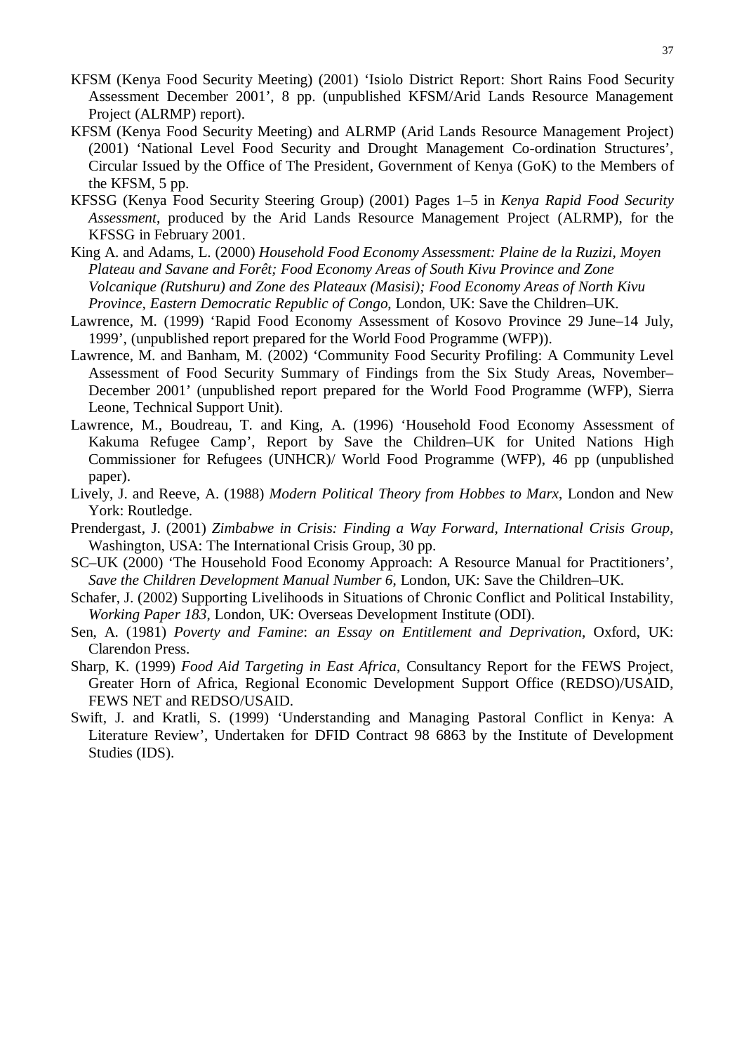KFSM (Kenya Food Security Meeting) (2001) 'Isiolo District Report: Short Rains Food Security Assessment December 2001', 8 pp. (unpublished KFSM/Arid Lands Resource Management Project (ALRMP) report).

KFSM (Kenya Food Security Meeting) and ALRMP (Arid Lands Resource Management Project) (2001) 'National Level Food Security and Drought Management Co-ordination Structures', Circular Issued by the Office of The President, Government of Kenya (GoK) to the Members of the KFSM, 5 pp.

KFSSG (Kenya Food Security Steering Group) (2001) Pages 1–5 in *Kenya Rapid Food Security Assessment*, produced by the Arid Lands Resource Management Project (ALRMP), for the KFSSG in February 2001.

King A. and Adams, L. (2000) *Household Food Economy Assessment: Plaine de la Ruzizi, Moyen Plateau and Savane and Forêt; Food Economy Areas of South Kivu Province and Zone Volcanique (Rutshuru) and Zone des Plateaux (Masisi); Food Economy Areas of North Kivu Province, Eastern Democratic Republic of Congo*, London, UK: Save the Children–UK.

Lawrence, M. (1999) 'Rapid Food Economy Assessment of Kosovo Province 29 June–14 July, 1999', (unpublished report prepared for the World Food Programme (WFP)).

Lawrence, M. and Banham, M. (2002) 'Community Food Security Profiling: A Community Level Assessment of Food Security Summary of Findings from the Six Study Areas, November–December 2001' (unpublished report prepared for the World Food Programme (WFP), Sierra Leone, Technical Support Unit).

Lawrence, M., Boudreau, T. and King, A. (1996) 'Household Food Economy Assessment of Kakuma Refugee Camp', Report by Save the Children–UK for United Nations High Commissioner for Refugees (UNHCR)/ World Food Programme (WFP), 46 pp (unpublished paper).

Lively, J. and Reeve, A. (1988) *Modern Political Theory from Hobbes to Marx*, London and New York: Routledge.

Prendergast, J. (2001) *Zimbabwe in Crisis: Finding a Way Forward, International Crisis Group*, Washington, USA: The International Crisis Group, 30 pp.

SC–UK (2000) 'The Household Food Economy Approach: A Resource Manual for Practitioners', *Save the Children Development Manual Number 6*, London, UK: Save the Children–UK.

Schafer, J. (2002) Supporting Livelihoods in Situations of Chronic Conflict and Political Instability, *Working Paper 183*, London, UK: Overseas Development Institute (ODI).

Sen, A. (1981) *Poverty and Famine*: *an Essay on Entitlement and Deprivation*, Oxford, UK: Clarendon Press.

Sharp, K. (1999) *Food Aid Targeting in East Africa*, Consultancy Report for the FEWS Project, Greater Horn of Africa, Regional Economic Development Support Office (REDSO)/USAID, FEWS NET and REDSO/USAID.

Swift, J. and Kratli, S. (1999) 'Understanding and Managing Pastoral Conflict in Kenya: A Literature Review', Undertaken for DFID Contract 98 6863 by the Institute of Development Studies (IDS).